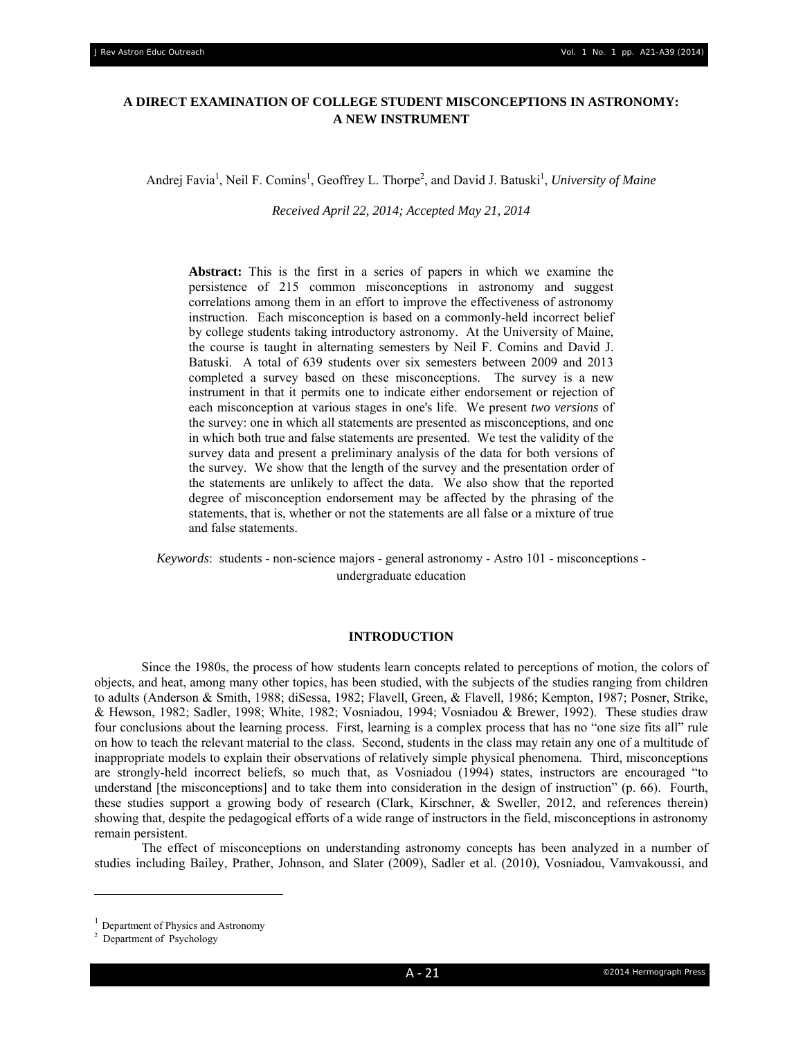# A DIRECT EXAMINATION OF COLLEGE STUDENT MISCONCEPTIONS IN ASTRONOMY: A NEW INSTRUMENT

Andrej Favia[1], Neil F. Comins[1], Geoffrey L. Thorpe[2], and David J. Batuski[1], *University of Maine*

*Received April 22, 2014; Accepted May 21, 2014*

**Abstract:** This is the first in a series of papers in which we examine the persistence of 215 common misconceptions in astronomy and suggest correlations among them in an effort to improve the effectiveness of astronomy instruction. Each misconception is based on a commonly-held incorrect belief by college students taking introductory astronomy. At the University of Maine, the course is taught in alternating semesters by Neil F. Comins and David J. Batuski. A total of 639 students over six semesters between 2009 and 2013 completed a survey based on these misconceptions. The survey is a new instrument in that it permits one to indicate either endorsement or rejection of each misconception at various stages in one's life. We present *two versions* of the survey: one in which all statements are presented as misconceptions, and one in which both true and false statements are presented. We test the validity of the survey data and present a preliminary analysis of the data for both versions of the survey. We show that the length of the survey and the presentation order of the statements are unlikely to affect the data. We also show that the reported degree of misconception endorsement may be affected by the phrasing of the statements, that is, whether or not the statements are all false or a mixture of true and false statements.

*Keywords*: students - non-science majors - general astronomy - Astro 101 - misconceptions - undergraduate education

## INTRODUCTION

Since the 1980s, the process of how students learn concepts related to perceptions of motion, the colors of objects, and heat, among many other topics, has been studied, with the subjects of the studies ranging from children to adults (Anderson & Smith, 1988; diSessa, 1982; Flavell, Green, & Flavell, 1986; Kempton, 1987; Posner, Strike, & Hewson, 1982; Sadler, 1998; White, 1982; Vosniadou, 1994; Vosniadou & Brewer, 1992). These studies draw four conclusions about the learning process. First, learning is a complex process that has no "one size fits all" rule on how to teach the relevant material to the class. Second, students in the class may retain any one of a multitude of inappropriate models to explain their observations of relatively simple physical phenomena. Third, misconceptions are strongly-held incorrect beliefs, so much that, as Vosniadou (1994) states, instructors are encouraged "to understand [the misconceptions] and to take them into consideration in the design of instruction" (p. 66). Fourth, these studies support a growing body of research (Clark, Kirschner, & Sweller, 2012, and references therein) showing that, despite the pedagogical efforts of a wide range of instructors in the field, misconceptions in astronomy remain persistent.

The effect of misconceptions on understanding astronomy concepts has been analyzed in a number of studies including Bailey, Prather, Johnson, and Slater (2009), Sadler et al. (2010), Vosniadou, Vamvakoussi, and

[1] Department of Physics and Astronomy
[2] Department of Psychology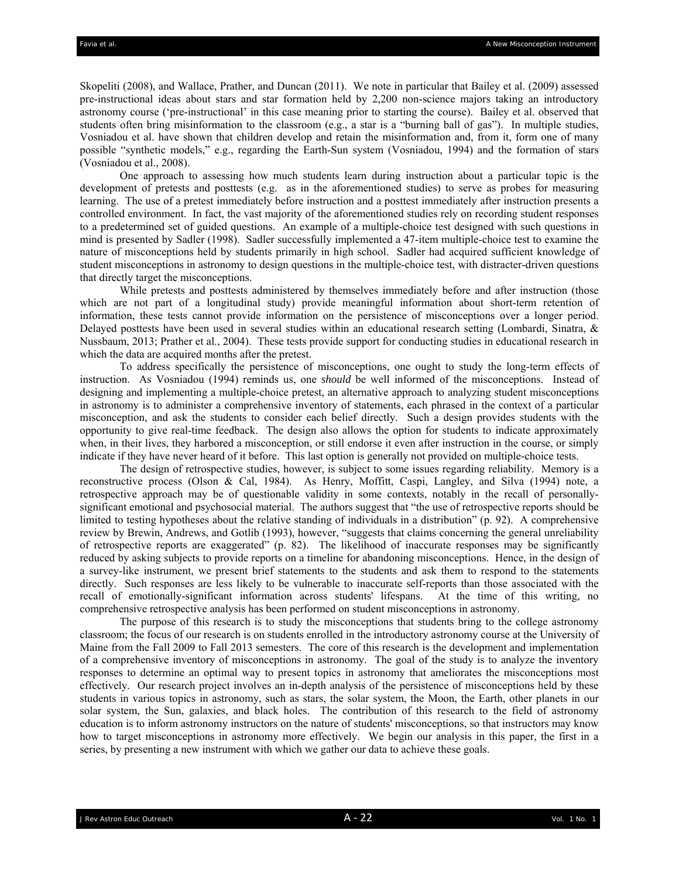Skopeliti (2008), and Wallace, Prather, and Duncan (2011). We note in particular that Bailey et al. (2009) assessed pre-instructional ideas about stars and star formation held by 2,200 non-science majors taking an introductory astronomy course ('pre-instructional' in this case meaning prior to starting the course). Bailey et al. observed that students often bring misinformation to the classroom (e.g., a star is a "burning ball of gas"). In multiple studies, Vosniadou et al. have shown that children develop and retain the misinformation and, from it, form one of many possible "synthetic models," e.g., regarding the Earth-Sun system (Vosniadou, 1994) and the formation of stars (Vosniadou et al., 2008).

One approach to assessing how much students learn during instruction about a particular topic is the development of pretests and posttests (e.g. as in the aforementioned studies) to serve as probes for measuring learning. The use of a pretest immediately before instruction and a posttest immediately after instruction presents a controlled environment. In fact, the vast majority of the aforementioned studies rely on recording student responses to a predetermined set of guided questions. An example of a multiple-choice test designed with such questions in mind is presented by Sadler (1998). Sadler successfully implemented a 47-item multiple-choice test to examine the nature of misconceptions held by students primarily in high school. Sadler had acquired sufficient knowledge of student misconceptions in astronomy to design questions in the multiple-choice test, with distracter-driven questions that directly target the misconceptions.

While pretests and posttests administered by themselves immediately before and after instruction (those which are not part of a longitudinal study) provide meaningful information about short-term retention of information, these tests cannot provide information on the persistence of misconceptions over a longer period. Delayed posttests have been used in several studies within an educational research setting (Lombardi, Sinatra, & Nussbaum, 2013; Prather et al., 2004). These tests provide support for conducting studies in educational research in which the data are acquired months after the pretest.

To address specifically the persistence of misconceptions, one ought to study the long-term effects of instruction. As Vosniadou (1994) reminds us, one *should* be well informed of the misconceptions. Instead of designing and implementing a multiple-choice pretest, an alternative approach to analyzing student misconceptions in astronomy is to administer a comprehensive inventory of statements, each phrased in the context of a particular misconception, and ask the students to consider each belief directly. Such a design provides students with the opportunity to give real-time feedback. The design also allows the option for students to indicate approximately when, in their lives, they harbored a misconception, or still endorse it even after instruction in the course, or simply indicate if they have never heard of it before. This last option is generally not provided on multiple-choice tests.

The design of retrospective studies, however, is subject to some issues regarding reliability. Memory is a reconstructive process (Olson & Cal, 1984). As Henry, Moffitt, Caspi, Langley, and Silva (1994) note, a retrospective approach may be of questionable validity in some contexts, notably in the recall of personally-significant emotional and psychosocial material. The authors suggest that "the use of retrospective reports should be limited to testing hypotheses about the relative standing of individuals in a distribution" (p. 92). A comprehensive review by Brewin, Andrews, and Gotlib (1993), however, "suggests that claims concerning the general unreliability of retrospective reports are exaggerated" (p. 82). The likelihood of inaccurate responses may be significantly reduced by asking subjects to provide reports on a timeline for abandoning misconceptions. Hence, in the design of a survey-like instrument, we present brief statements to the students and ask them to respond to the statements directly. Such responses are less likely to be vulnerable to inaccurate self-reports than those associated with the recall of emotionally-significant information across students' lifespans. At the time of this writing, no comprehensive retrospective analysis has been performed on student misconceptions in astronomy.

The purpose of this research is to study the misconceptions that students bring to the college astronomy classroom; the focus of our research is on students enrolled in the introductory astronomy course at the University of Maine from the Fall 2009 to Fall 2013 semesters. The core of this research is the development and implementation of a comprehensive inventory of misconceptions in astronomy. The goal of the study is to analyze the inventory responses to determine an optimal way to present topics in astronomy that ameliorates the misconceptions most effectively. Our research project involves an in-depth analysis of the persistence of misconceptions held by these students in various topics in astronomy, such as stars, the solar system, the Moon, the Earth, other planets in our solar system, the Sun, galaxies, and black holes. The contribution of this research to the field of astronomy education is to inform astronomy instructors on the nature of students' misconceptions, so that instructors may know how to target misconceptions in astronomy more effectively. We begin our analysis in this paper, the first in a series, by presenting a new instrument with which we gather our data to achieve these goals.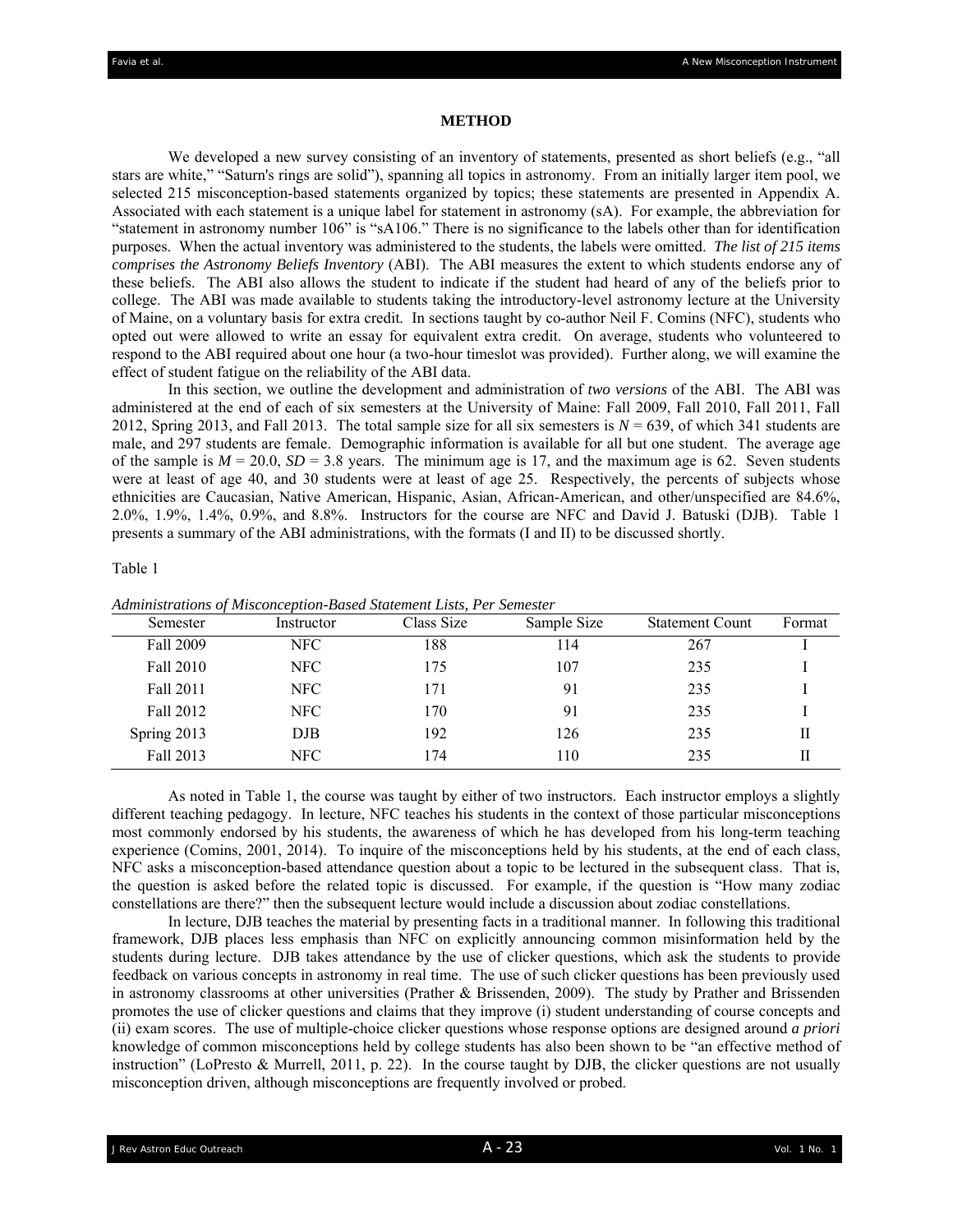## METHOD

We developed a new survey consisting of an inventory of statements, presented as short beliefs (e.g., "all stars are white," "Saturn's rings are solid"), spanning all topics in astronomy. From an initially larger item pool, we selected 215 misconception-based statements organized by topics; these statements are presented in Appendix A. Associated with each statement is a unique label for statement in astronomy (sA). For example, the abbreviation for "statement in astronomy number 106" is "sA106." There is no significance to the labels other than for identification purposes. When the actual inventory was administered to the students, the labels were omitted. *The list of 215 items comprises the Astronomy Beliefs Inventory* (ABI). The ABI measures the extent to which students endorse any of these beliefs. The ABI also allows the student to indicate if the student had heard of any of the beliefs prior to college. The ABI was made available to students taking the introductory-level astronomy lecture at the University of Maine, on a voluntary basis for extra credit. In sections taught by co-author Neil F. Comins (NFC), students who opted out were allowed to write an essay for equivalent extra credit. On average, students who volunteered to respond to the ABI required about one hour (a two-hour timeslot was provided). Further along, we will examine the effect of student fatigue on the reliability of the ABI data.

In this section, we outline the development and administration of *two versions* of the ABI. The ABI was administered at the end of each of six semesters at the University of Maine: Fall 2009, Fall 2010, Fall 2011, Fall 2012, Spring 2013, and Fall 2013. The total sample size for all six semesters is $N$ = 639, of which 341 students are male, and 297 students are female. Demographic information is available for all but one student. The average age of the sample is $M$ = 20.0, $SD$ = 3.8 years. The minimum age is 17, and the maximum age is 62. Seven students were at least of age 40, and 30 students were at least of age 25. Respectively, the percents of subjects whose ethnicities are Caucasian, Native American, Hispanic, Asian, African-American, and other/unspecified are 84.6%, 2.0%, 1.9%, 1.4%, 0.9%, and 8.8%. Instructors for the course are NFC and David J. Batuski (DJB). Table 1 presents a summary of the ABI administrations, with the formats (I and II) to be discussed shortly.

Table 1

*Administrations of Misconception-Based Statement Lists, Per Semester*

| Semester | Instructor | Class Size | Sample Size | Statement Count | Format |
|---|---|---|---|---|---|
| Fall 2009 | NFC | 188 | 114 | 267 | I |
| Fall 2010 | NFC | 175 | 107 | 235 | I |
| Fall 2011 | NFC | 171 | 91 | 235 | I |
| Fall 2012 | NFC | 170 | 91 | 235 | I |
| Spring 2013 | DJB | 192 | 126 | 235 | II |
| Fall 2013 | NFC | 174 | 110 | 235 | II |

As noted in Table 1, the course was taught by either of two instructors. Each instructor employs a slightly different teaching pedagogy. In lecture, NFC teaches his students in the context of those particular misconceptions most commonly endorsed by his students, the awareness of which he has developed from his long-term teaching experience (Comins, 2001, 2014). To inquire of the misconceptions held by his students, at the end of each class, NFC asks a misconception-based attendance question about a topic to be lectured in the subsequent class. That is, the question is asked before the related topic is discussed. For example, if the question is "How many zodiac constellations are there?" then the subsequent lecture would include a discussion about zodiac constellations.

In lecture, DJB teaches the material by presenting facts in a traditional manner. In following this traditional framework, DJB places less emphasis than NFC on explicitly announcing common misinformation held by the students during lecture. DJB takes attendance by the use of clicker questions, which ask the students to provide feedback on various concepts in astronomy in real time. The use of such clicker questions has been previously used in astronomy classrooms at other universities (Prather & Brissenden, 2009). The study by Prather and Brissenden promotes the use of clicker questions and claims that they improve (i) student understanding of course concepts and (ii) exam scores. The use of multiple-choice clicker questions whose response options are designed around *a priori* knowledge of common misconceptions held by college students has also been shown to be "an effective method of instruction" (LoPresto & Murrell, 2011, p. 22). In the course taught by DJB, the clicker questions are not usually misconception driven, although misconceptions are frequently involved or probed.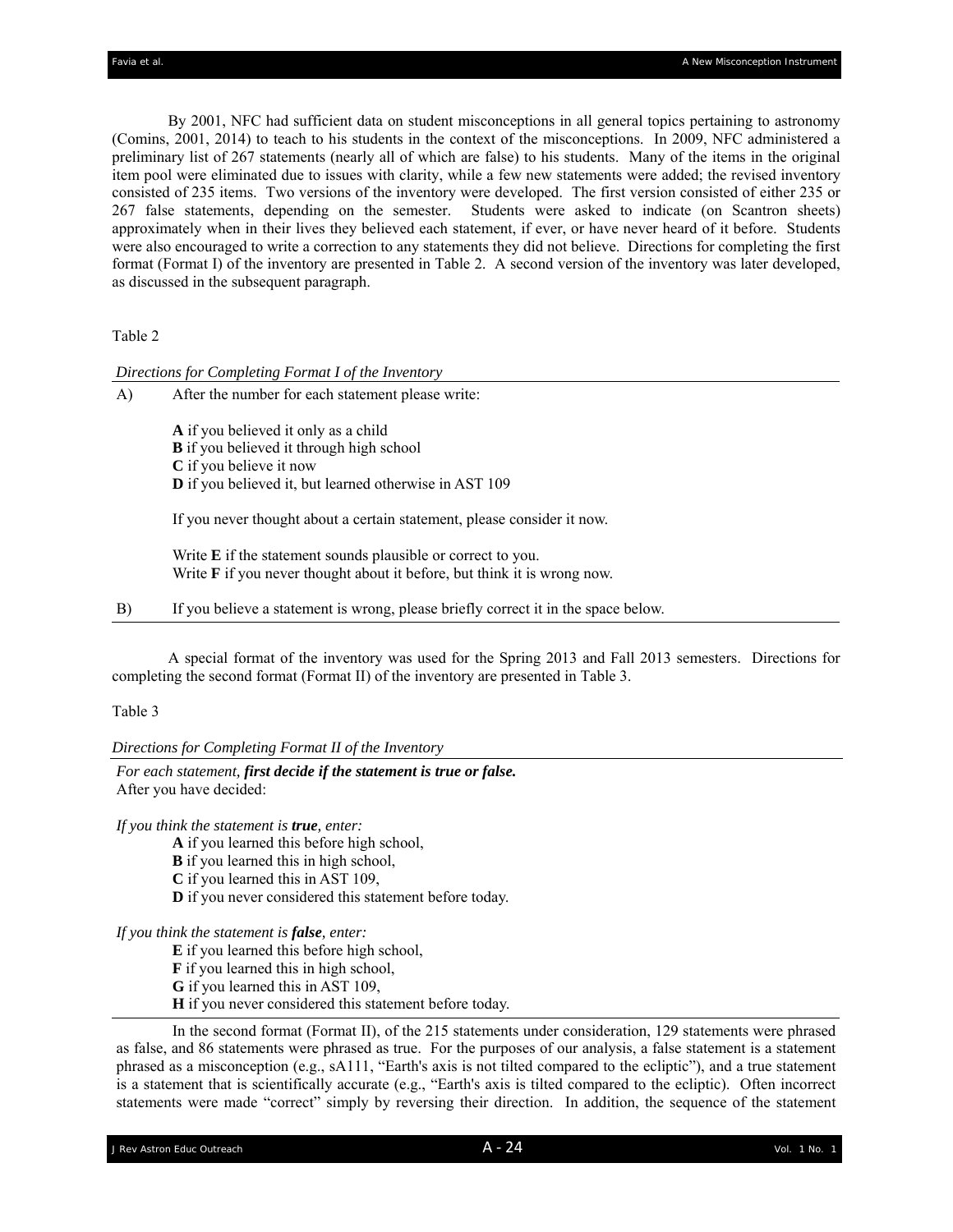By 2001, NFC had sufficient data on student misconceptions in all general topics pertaining to astronomy (Comins, 2001, 2014) to teach to his students in the context of the misconceptions. In 2009, NFC administered a preliminary list of 267 statements (nearly all of which are false) to his students. Many of the items in the original item pool were eliminated due to issues with clarity, while a few new statements were added; the revised inventory consisted of 235 items. Two versions of the inventory were developed. The first version consisted of either 235 or 267 false statements, depending on the semester. Students were asked to indicate (on Scantron sheets) approximately when in their lives they believed each statement, if ever, or have never heard of it before. Students were also encouraged to write a correction to any statements they did not believe. Directions for completing the first format (Format I) of the inventory are presented in Table 2. A second version of the inventory was later developed, as discussed in the subsequent paragraph.

Table 2

*Directions for Completing Format I of the Inventory*

| | |
|---|---|
| A) | After the number for each statement please write:<br><br>**A** if you believed it only as a child<br>**B** if you believed it through high school<br>**C** if you believe it now<br>**D** if you believed it, but learned otherwise in AST 109<br><br>If you never thought about a certain statement, please consider it now.<br><br>Write **E** if the statement sounds plausible or correct to you.<br>Write **F** if you never thought about it before, but think it is wrong now. |
| B) | If you believe a statement is wrong, please briefly correct it in the space below. |

A special format of the inventory was used for the Spring 2013 and Fall 2013 semesters. Directions for completing the second format (Format II) of the inventory are presented in Table 3.

Table 3

*Directions for Completing Format II of the Inventory*

*For each statement,* ***first decide if the statement is true or false.***
After you have decided:

*If you think the statement is* ***true****, enter:*

**A** if you learned this before high school,
**B** if you learned this in high school,
**C** if you learned this in AST 109,
**D** if you never considered this statement before today.

*If you think the statement is* ***false****, enter:*

**E** if you learned this before high school,
**F** if you learned this in high school,
**G** if you learned this in AST 109,
**H** if you never considered this statement before today.

In the second format (Format II), of the 215 statements under consideration, 129 statements were phrased as false, and 86 statements were phrased as true. For the purposes of our analysis, a false statement is a statement phrased as a misconception (e.g., sA111, "Earth's axis is not tilted compared to the ecliptic"), and a true statement is a statement that is scientifically accurate (e.g., "Earth's axis is tilted compared to the ecliptic). Often incorrect statements were made "correct" simply by reversing their direction. In addition, the sequence of the statement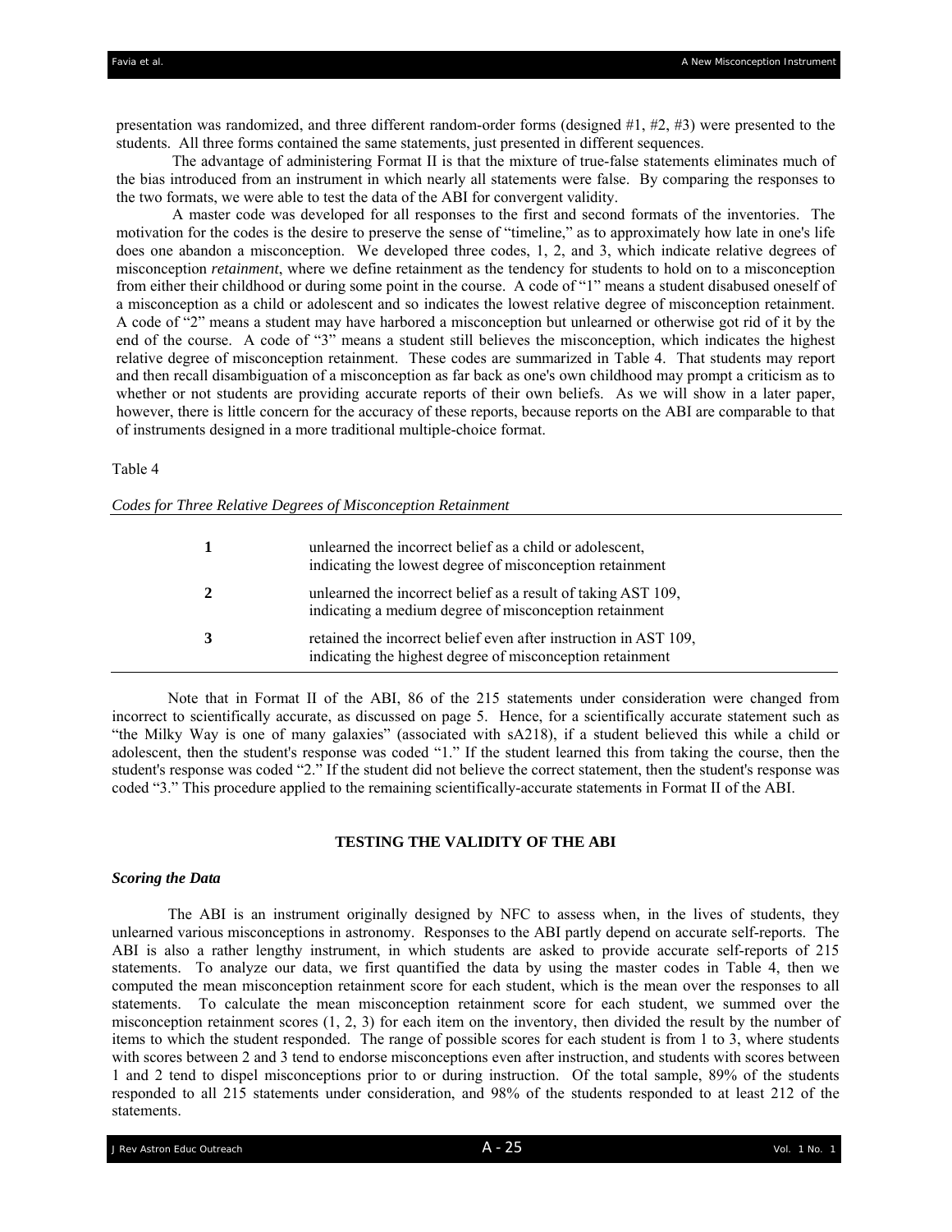presentation was randomized, and three different random-order forms (designed #1, #2, #3) were presented to the students. All three forms contained the same statements, just presented in different sequences.

The advantage of administering Format II is that the mixture of true-false statements eliminates much of the bias introduced from an instrument in which nearly all statements were false. By comparing the responses to the two formats, we were able to test the data of the ABI for convergent validity.

A master code was developed for all responses to the first and second formats of the inventories. The motivation for the codes is the desire to preserve the sense of "timeline," as to approximately how late in one's life does one abandon a misconception. We developed three codes, 1, 2, and 3, which indicate relative degrees of misconception *retainment*, where we define retainment as the tendency for students to hold on to a misconception from either their childhood or during some point in the course. A code of "1" means a student disabused oneself of a misconception as a child or adolescent and so indicates the lowest relative degree of misconception retainment. A code of "2" means a student may have harbored a misconception but unlearned or otherwise got rid of it by the end of the course. A code of "3" means a student still believes the misconception, which indicates the highest relative degree of misconception retainment. These codes are summarized in Table 4. That students may report and then recall disambiguation of a misconception as far back as one's own childhood may prompt a criticism as to whether or not students are providing accurate reports of their own beliefs. As we will show in a later paper, however, there is little concern for the accuracy of these reports, because reports on the ABI are comparable to that of instruments designed in a more traditional multiple-choice format.

Table 4

*Codes for Three Relative Degrees of Misconception Retainment*

| Code | Description |
|---|---|
| **1** | unlearned the incorrect belief as a child or adolescent, indicating the lowest degree of misconception retainment |
| **2** | unlearned the incorrect belief as a result of taking AST 109, indicating a medium degree of misconception retainment |
| **3** | retained the incorrect belief even after instruction in AST 109, indicating the highest degree of misconception retainment |

Note that in Format II of the ABI, 86 of the 215 statements under consideration were changed from incorrect to scientifically accurate, as discussed on page 5. Hence, for a scientifically accurate statement such as "the Milky Way is one of many galaxies" (associated with sA218), if a student believed this while a child or adolescent, then the student's response was coded "1." If the student learned this from taking the course, then the student's response was coded "2." If the student did not believe the correct statement, then the student's response was coded "3." This procedure applied to the remaining scientifically-accurate statements in Format II of the ABI.

## TESTING THE VALIDITY OF THE ABI

### *Scoring the Data*

The ABI is an instrument originally designed by NFC to assess when, in the lives of students, they unlearned various misconceptions in astronomy. Responses to the ABI partly depend on accurate self-reports. The ABI is also a rather lengthy instrument, in which students are asked to provide accurate self-reports of 215 statements. To analyze our data, we first quantified the data by using the master codes in Table 4, then we computed the mean misconception retainment score for each student, which is the mean over the responses to all statements. To calculate the mean misconception retainment score for each student, we summed over the misconception retainment scores (1, 2, 3) for each item on the inventory, then divided the result by the number of items to which the student responded. The range of possible scores for each student is from 1 to 3, where students with scores between 2 and 3 tend to endorse misconceptions even after instruction, and students with scores between 1 and 2 tend to dispel misconceptions prior to or during instruction. Of the total sample, 89% of the students responded to all 215 statements under consideration, and 98% of the students responded to at least 212 of the statements.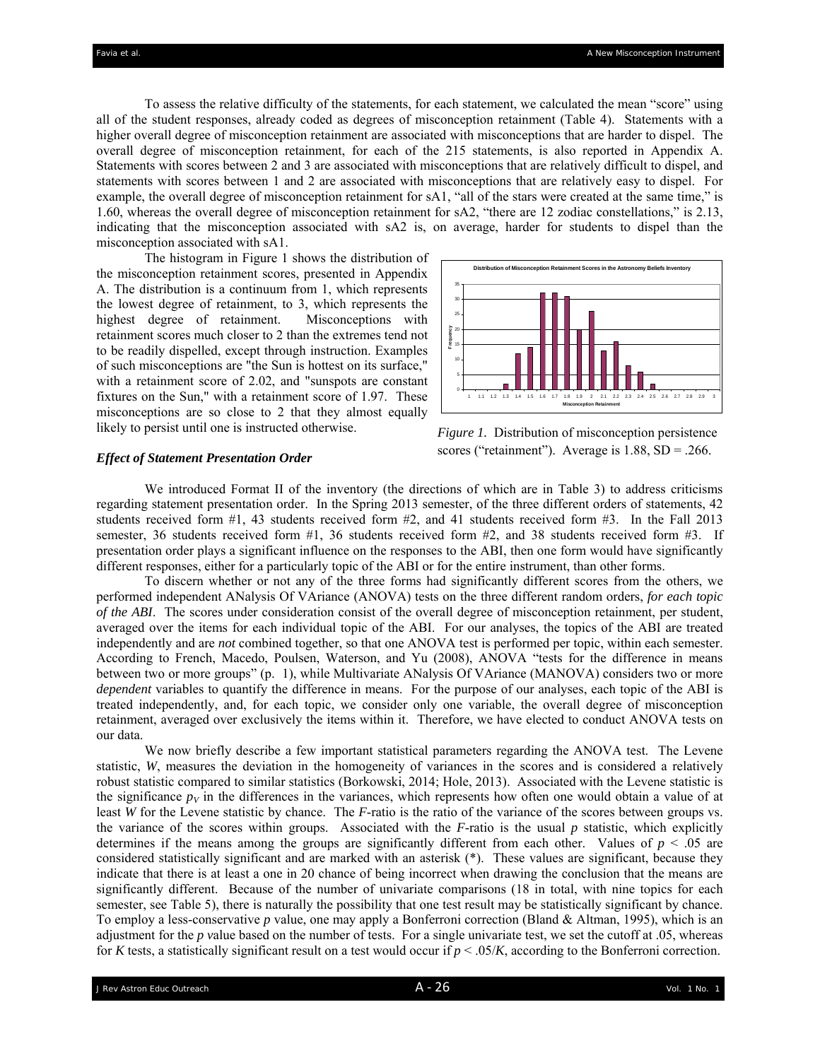To assess the relative difficulty of the statements, for each statement, we calculated the mean "score" using all of the student responses, already coded as degrees of misconception retainment (Table 4). Statements with a higher overall degree of misconception retainment are associated with misconceptions that are harder to dispel. The overall degree of misconception retainment, for each of the 215 statements, is also reported in Appendix A. Statements with scores between 2 and 3 are associated with misconceptions that are relatively difficult to dispel, and statements with scores between 1 and 2 are associated with misconceptions that are relatively easy to dispel. For example, the overall degree of misconception retainment for sA1, "all of the stars were created at the same time," is 1.60, whereas the overall degree of misconception retainment for sA2, "there are 12 zodiac constellations," is 2.13, indicating that the misconception associated with sA2 is, on average, harder for students to dispel than the misconception associated with sA1.

The histogram in Figure 1 shows the distribution of the misconception retainment scores, presented in Appendix A. The distribution is a continuum from 1, which represents the lowest degree of retainment, to 3, which represents the highest degree of retainment. Misconceptions with retainment scores much closer to 2 than the extremes tend not to be readily dispelled, except through instruction. Examples of such misconceptions are "the Sun is hottest on its surface," with a retainment score of 2.02, and "sunspots are constant fixtures on the Sun," with a retainment score of 1.97. These misconceptions are so close to 2 that they almost equally likely to persist until one is instructed otherwise.

*Figure 1.* Distribution of misconception persistence scores ("retainment"). Average is 1.88, SD = .266.

### *Effect of Statement Presentation Order*

We introduced Format II of the inventory (the directions of which are in Table 3) to address criticisms regarding statement presentation order. In the Spring 2013 semester, of the three different orders of statements, 42 students received form #1, 43 students received form #2, and 41 students received form #3. In the Fall 2013 semester, 36 students received form #1, 36 students received form #2, and 38 students received form #3. If presentation order plays a significant influence on the responses to the ABI, then one form would have significantly different responses, either for a particularly topic of the ABI or for the entire instrument, than other forms.

To discern whether or not any of the three forms had significantly different scores from the others, we performed independent ANalysis Of VAriance (ANOVA) tests on the three different random orders, *for each topic of the ABI*. The scores under consideration consist of the overall degree of misconception retainment, per student, averaged over the items for each individual topic of the ABI. For our analyses, the topics of the ABI are treated independently and are *not* combined together, so that one ANOVA test is performed per topic, within each semester. According to French, Macedo, Poulsen, Waterson, and Yu (2008), ANOVA "tests for the difference in means between two or more groups" (p. 1), while Multivariate ANalysis Of VAriance (MANOVA) considers two or more *dependent* variables to quantify the difference in means. For the purpose of our analyses, each topic of the ABI is treated independently, and, for each topic, we consider only one variable, the overall degree of misconception retainment, averaged over exclusively the items within it. Therefore, we have elected to conduct ANOVA tests on our data.

We now briefly describe a few important statistical parameters regarding the ANOVA test. The Levene statistic, $W$, measures the deviation in the homogeneity of variances in the scores and is considered a relatively robust statistic compared to similar statistics (Borkowski, 2014; Hole, 2013). Associated with the Levene statistic is the significance $p_V$ in the differences in the variances, which represents how often one would obtain a value of at least $W$ for the Levene statistic by chance. The $F$-ratio is the ratio of the variance of the scores between groups vs. the variance of the scores within groups. Associated with the $F$-ratio is the usual $p$ statistic, which explicitly determines if the means among the groups are significantly different from each other. Values of $p < .05$ are considered statistically significant and are marked with an asterisk (*). These values are significant, because they indicate that there is at least a one in 20 chance of being incorrect when drawing the conclusion that the means are significantly different. Because of the number of univariate comparisons (18 in total, with nine topics for each semester, see Table 5), there is naturally the possibility that one test result may be statistically significant by chance. To employ a less-conservative $p$ value, one may apply a Bonferroni correction (Bland & Altman, 1995), which is an adjustment for the $p$ value based on the number of tests. For a single univariate test, we set the cutoff at .05, whereas for $K$ tests, a statistically significant result on a test would occur if $p < .05/K$, according to the Bonferroni correction.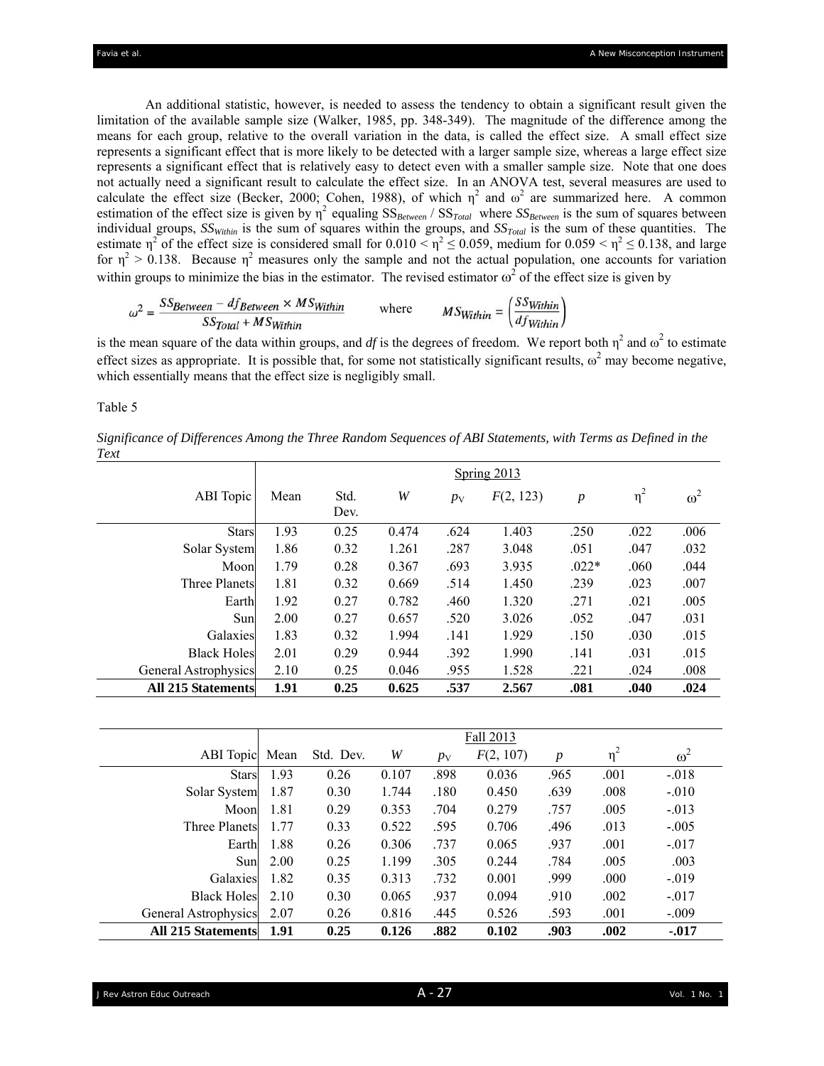An additional statistic, however, is needed to assess the tendency to obtain a significant result given the limitation of the available sample size (Walker, 1985, pp. 348-349). The magnitude of the difference among the means for each group, relative to the overall variation in the data, is called the effect size. A small effect size represents a significant effect that is more likely to be detected with a larger sample size, whereas a large effect size represents a significant effect that is relatively easy to detect even with a smaller sample size. Note that one does not actually need a significant result to calculate the effect size. In an ANOVA test, several measures are used to calculate the effect size (Becker, 2000; Cohen, 1988), of which $\eta^2$ and $\omega^2$ are summarized here. A common estimation of the effect size is given by $\eta^2$ equaling $SS_{Between}$ / $SS_{Total}$ where $SS_{Between}$ is the sum of squares between individual groups, $SS_{Within}$ is the sum of squares within the groups, and $SS_{Total}$ is the sum of these quantities. The estimate $\eta^2$ of the effect size is considered small for $0.010 < \eta^2 \leq 0.059$, medium for $0.059 < \eta^2 \leq 0.138$, and large for $\eta^2 > 0.138$. Because $\eta^2$ measures only the sample and not the actual population, one accounts for variation within groups to minimize the bias in the estimator. The revised estimator $\omega^2$ of the effect size is given by

$$\omega^2 = \frac{SS_{Between} - df_{Between} \times MS_{Within}}{SS_{Total} + MS_{Within}} \qquad \text{where} \qquad MS_{Within} = \left(\frac{SS_{Within}}{df_{Within}}\right)$$

is the mean square of the data within groups, and $df$ is the degrees of freedom. We report both $\eta^2$ and $\omega^2$ to estimate effect sizes as appropriate. It is possible that, for some not statistically significant results, $\omega^2$ may become negative, which essentially means that the effect size is negligibly small.

Table 5

*Significance of Differences Among the Three Random Sequences of ABI Statements, with Terms as Defined in the Text*

| | Spring 2013 | | | | | | | |
|---|---|---|---|---|---|---|---|---|
| ABI Topic | Mean | Std. Dev. | $W$ | $p_V$ | $F(2, 123)$ | $p$ | $\eta^2$ | $\omega^2$ |
| Stars | 1.93 | 0.25 | 0.474 | .624 | 1.403 | .250 | .022 | .006 |
| Solar System | 1.86 | 0.32 | 1.261 | .287 | 3.048 | .051 | .047 | .032 |
| Moon | 1.79 | 0.28 | 0.367 | .693 | 3.935 | .022* | .060 | .044 |
| Three Planets | 1.81 | 0.32 | 0.669 | .514 | 1.450 | .239 | .023 | .007 |
| Earth | 1.92 | 0.27 | 0.782 | .460 | 1.320 | .271 | .021 | .005 |
| Sun | 2.00 | 0.27 | 0.657 | .520 | 3.026 | .052 | .047 | .031 |
| Galaxies | 1.83 | 0.32 | 1.994 | .141 | 1.929 | .150 | .030 | .015 |
| Black Holes | 2.01 | 0.29 | 0.944 | .392 | 1.990 | .141 | .031 | .015 |
| General Astrophysics | 2.10 | 0.25 | 0.046 | .955 | 1.528 | .221 | .024 | .008 |
| **All 215 Statements** | **1.91** | **0.25** | **0.625** | **.537** | **2.567** | **.081** | **.040** | **.024** |

| | Fall 2013 | | | | | | | |
|---|---|---|---|---|---|---|---|---|
| ABI Topic | Mean | Std. Dev. | $W$ | $p_V$ | $F(2, 107)$ | $p$ | $\eta^2$ | $\omega^2$ |
| Stars | 1.93 | 0.26 | 0.107 | .898 | 0.036 | .965 | .001 | -.018 |
| Solar System | 1.87 | 0.30 | 1.744 | .180 | 0.450 | .639 | .008 | -.010 |
| Moon | 1.81 | 0.29 | 0.353 | .704 | 0.279 | .757 | .005 | -.013 |
| Three Planets | 1.77 | 0.33 | 0.522 | .595 | 0.706 | .496 | .013 | -.005 |
| Earth | 1.88 | 0.26 | 0.306 | .737 | 0.065 | .937 | .001 | -.017 |
| Sun | 2.00 | 0.25 | 1.199 | .305 | 0.244 | .784 | .005 | .003 |
| Galaxies | 1.82 | 0.35 | 0.313 | .732 | 0.001 | .999 | .000 | -.019 |
| Black Holes | 2.10 | 0.30 | 0.065 | .937 | 0.094 | .910 | .002 | -.017 |
| General Astrophysics | 2.07 | 0.26 | 0.816 | .445 | 0.526 | .593 | .001 | -.009 |
| **All 215 Statements** | **1.91** | **0.25** | **0.126** | **.882** | **0.102** | **.903** | **.002** | **-.017** |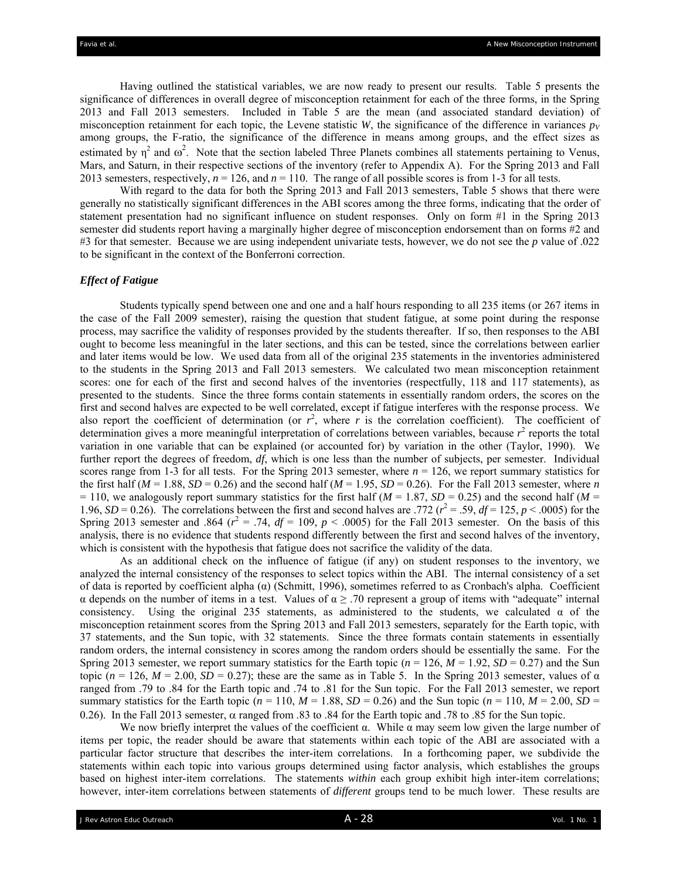Having outlined the statistical variables, we are now ready to present our results. Table 5 presents the significance of differences in overall degree of misconception retainment for each of the three forms, in the Spring 2013 and Fall 2013 semesters. Included in Table 5 are the mean (and associated standard deviation) of misconception retainment for each topic, the Levene statistic *W*, the significance of the difference in variances $p_V$ among groups, the F-ratio, the significance of the difference in means among groups, and the effect sizes as estimated by $\eta^2$ and $\omega^2$. Note that the section labeled Three Planets combines all statements pertaining to Venus, Mars, and Saturn, in their respective sections of the inventory (refer to Appendix A). For the Spring 2013 and Fall 2013 semesters, respectively, $n = 126$, and $n = 110$. The range of all possible scores is from 1-3 for all tests.

With regard to the data for both the Spring 2013 and Fall 2013 semesters, Table 5 shows that there were generally no statistically significant differences in the ABI scores among the three forms, indicating that the order of statement presentation had no significant influence on student responses. Only on form #1 in the Spring 2013 semester did students report having a marginally higher degree of misconception endorsement than on forms #2 and #3 for that semester. Because we are using independent univariate tests, however, we do not see the *p* value of .022 to be significant in the context of the Bonferroni correction.

### *Effect of Fatigue*

Students typically spend between one and one and a half hours responding to all 235 items (or 267 items in the case of the Fall 2009 semester), raising the question that student fatigue, at some point during the response process, may sacrifice the validity of responses provided by the students thereafter. If so, then responses to the ABI ought to become less meaningful in the later sections, and this can be tested, since the correlations between earlier and later items would be low. We used data from all of the original 235 statements in the inventories administered to the students in the Spring 2013 and Fall 2013 semesters. We calculated two mean misconception retainment scores: one for each of the first and second halves of the inventories (respectfully, 118 and 117 statements), as presented to the students. Since the three forms contain statements in essentially random orders, the scores on the first and second halves are expected to be well correlated, except if fatigue interferes with the response process. We also report the coefficient of determination (or $r^2$, where *r* is the correlation coefficient). The coefficient of determination gives a more meaningful interpretation of correlations between variables, because $r^2$ reports the total variation in one variable that can be explained (or accounted for) by variation in the other (Taylor, 1990). We further report the degrees of freedom, *df*, which is one less than the number of subjects, per semester. Individual scores range from 1-3 for all tests. For the Spring 2013 semester, where $n = 126$, we report summary statistics for the first half ($M = 1.88$, $SD = 0.26$) and the second half ($M = 1.95$, $SD = 0.26$). For the Fall 2013 semester, where $n = 110$, we analogously report summary statistics for the first half ($M = 1.87$, $SD = 0.25$) and the second half ($M = 1.96$, $SD = 0.26$). The correlations between the first and second halves are .772 ($r^2 = .59$, $df = 125$, $p < .0005$) for the Spring 2013 semester and .864 ($r^2 = .74$, $df = 109$, $p < .0005$) for the Fall 2013 semester. On the basis of this analysis, there is no evidence that students respond differently between the first and second halves of the inventory, which is consistent with the hypothesis that fatigue does not sacrifice the validity of the data.

As an additional check on the influence of fatigue (if any) on student responses to the inventory, we analyzed the internal consistency of the responses to select topics within the ABI. The internal consistency of a set of data is reported by coefficient alpha (α) (Schmitt, 1996), sometimes referred to as Cronbach's alpha. Coefficient α depends on the number of items in a test. Values of $\alpha \geq .70$ represent a group of items with "adequate" internal consistency. Using the original 235 statements, as administered to the students, we calculated α of the misconception retainment scores from the Spring 2013 and Fall 2013 semesters, separately for the Earth topic, with 37 statements, and the Sun topic, with 32 statements. Since the three formats contain statements in essentially random orders, the internal consistency in scores among the random orders should be essentially the same. For the Spring 2013 semester, we report summary statistics for the Earth topic ($n = 126$, $M = 1.92$, $SD = 0.27$) and the Sun topic ($n = 126$, $M = 2.00$, $SD = 0.27$); these are the same as in Table 5. In the Spring 2013 semester, values of α ranged from .79 to .84 for the Earth topic and .74 to .81 for the Sun topic. For the Fall 2013 semester, we report summary statistics for the Earth topic ($n = 110$, $M = 1.88$, $SD = 0.26$) and the Sun topic ($n = 110$, $M = 2.00$, $SD = 0.26$). In the Fall 2013 semester, α ranged from .83 to .84 for the Earth topic and .78 to .85 for the Sun topic.

We now briefly interpret the values of the coefficient α. While α may seem low given the large number of items per topic, the reader should be aware that statements within each topic of the ABI are associated with a particular factor structure that describes the inter-item correlations. In a forthcoming paper, we subdivide the statements within each topic into various groups determined using factor analysis, which establishes the groups based on highest inter-item correlations. The statements *within* each group exhibit high inter-item correlations; however, inter-item correlations between statements of *different* groups tend to be much lower. These results are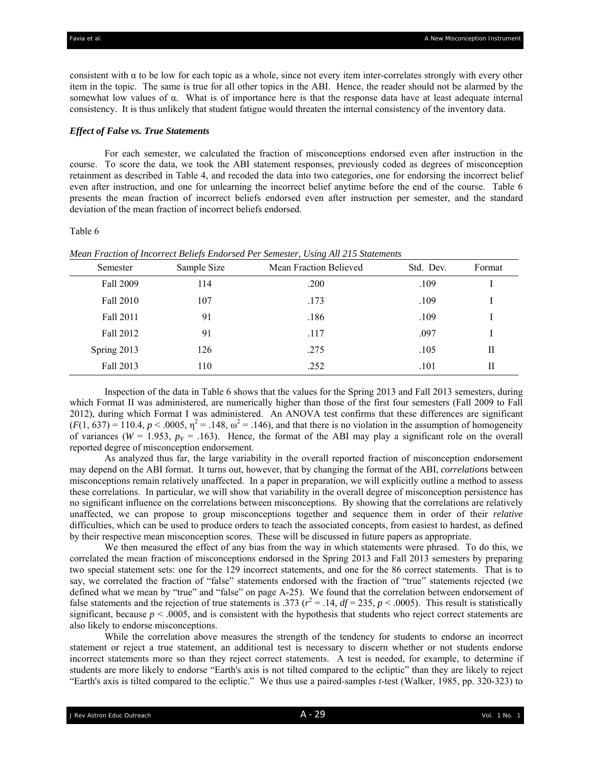consistent with α to be low for each topic as a whole, since not every item inter-correlates strongly with every other item in the topic. The same is true for all other topics in the ABI. Hence, the reader should not be alarmed by the somewhat low values of α. What is of importance here is that the response data have at least adequate internal consistency. It is thus unlikely that student fatigue would threaten the internal consistency of the inventory data.

### *Effect of False vs. True Statements*

For each semester, we calculated the fraction of misconceptions endorsed even after instruction in the course. To score the data, we took the ABI statement responses, previously coded as degrees of misconception retainment as described in Table 4, and recoded the data into two categories, one for endorsing the incorrect belief even after instruction, and one for unlearning the incorrect belief anytime before the end of the course. Table 6 presents the mean fraction of incorrect beliefs endorsed even after instruction per semester, and the standard deviation of the mean fraction of incorrect beliefs endorsed.

Table 6

*Mean Fraction of Incorrect Beliefs Endorsed Per Semester, Using All 215 Statements*

| Semester | Sample Size | Mean Fraction Believed | Std. Dev. | Format |
|---|---|---|---|---|
| Fall 2009 | 114 | .200 | .109 | I |
| Fall 2010 | 107 | .173 | .109 | I |
| Fall 2011 | 91 | .186 | .109 | I |
| Fall 2012 | 91 | .117 | .097 | I |
| Spring 2013 | 126 | .275 | .105 | II |
| Fall 2013 | 110 | .252 | .101 | II |

Inspection of the data in Table 6 shows that the values for the Spring 2013 and Fall 2013 semesters, during which Format II was administered, are numerically higher than those of the first four semesters (Fall 2009 to Fall 2012), during which Format I was administered. An ANOVA test confirms that these differences are significant ($F(1, 637) = 110.4$, $p < .0005$, $\eta^2 = .148$, $\omega^2 = .146$), and that there is no violation in the assumption of homogeneity of variances ($W = 1.953$, $p_V = .163$). Hence, the format of the ABI may play a significant role on the overall reported degree of misconception endorsement.

As analyzed thus far, the large variability in the overall reported fraction of misconception endorsement may depend on the ABI format. It turns out, however, that by changing the format of the ABI, *correlations* between misconceptions remain relatively unaffected. In a paper in preparation, we will explicitly outline a method to assess these correlations. In particular, we will show that variability in the overall degree of misconception persistence has no significant influence on the correlations between misconceptions. By showing that the correlations are relatively unaffected, we can propose to group misconceptions together and sequence them in order of their *relative* difficulties, which can be used to produce orders to teach the associated concepts, from easiest to hardest, as defined by their respective mean misconception scores. These will be discussed in future papers as appropriate.

We then measured the effect of any bias from the way in which statements were phrased. To do this, we correlated the mean fraction of misconceptions endorsed in the Spring 2013 and Fall 2013 semesters by preparing two special statement sets: one for the 129 incorrect statements, and one for the 86 correct statements. That is to say, we correlated the fraction of "false" statements endorsed with the fraction of "true" statements rejected (we defined what we mean by "true" and "false" on page A-25). We found that the correlation between endorsement of false statements and the rejection of true statements is .373 ($r^2 = .14$, $df = 235$, $p < .0005$). This result is statistically significant, because $p < .0005$, and is consistent with the hypothesis that students who reject correct statements are also likely to endorse misconceptions.

While the correlation above measures the strength of the tendency for students to endorse an incorrect statement or reject a true statement, an additional test is necessary to discern whether or not students endorse incorrect statements more so than they reject correct statements. A test is needed, for example, to determine if students are more likely to endorse "Earth's axis is not tilted compared to the ecliptic" than they are likely to reject "Earth's axis is tilted compared to the ecliptic." We thus use a paired-samples *t*-test (Walker, 1985, pp. 320-323) to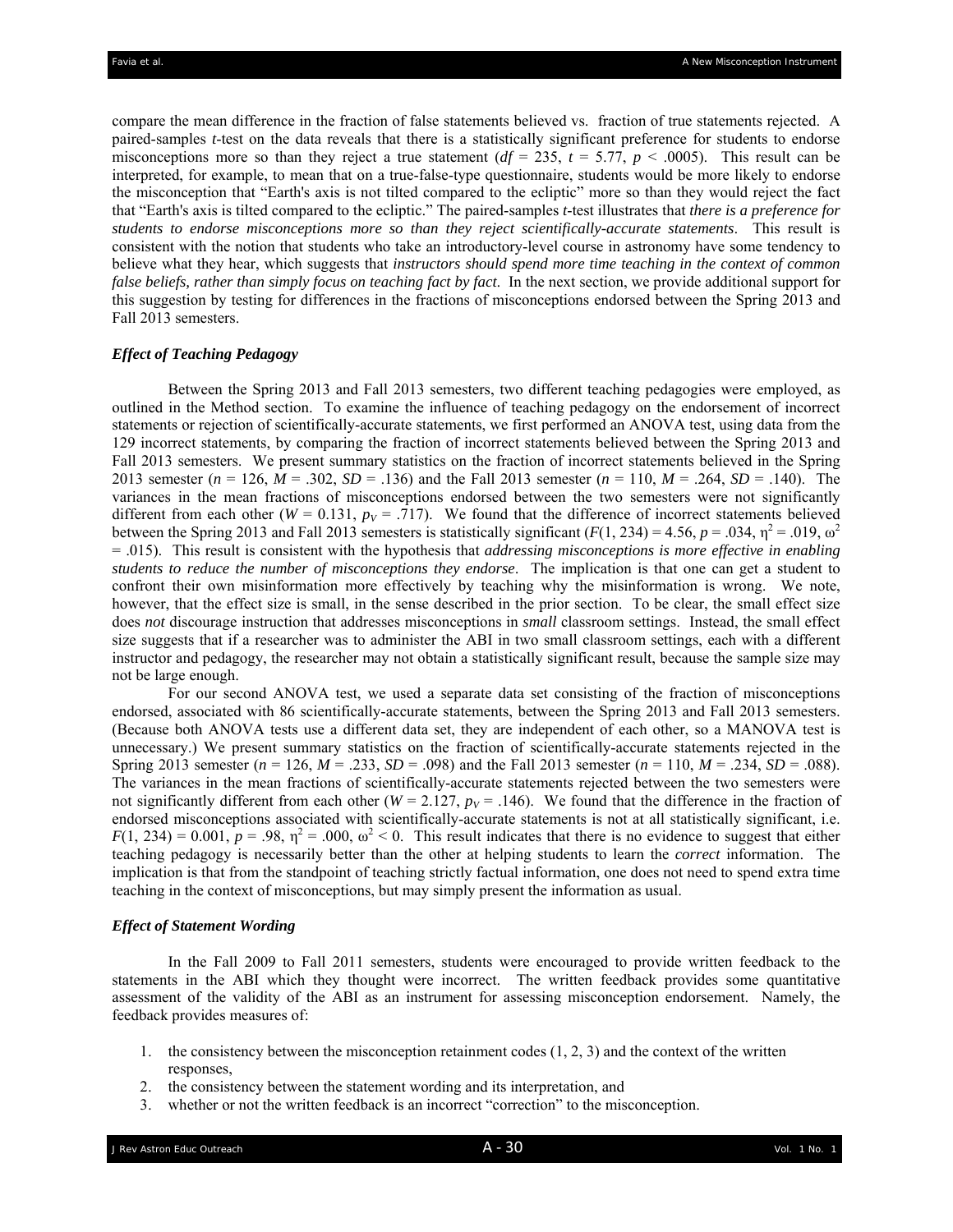compare the mean difference in the fraction of false statements believed vs. fraction of true statements rejected. A paired-samples *t*-test on the data reveals that there is a statistically significant preference for students to endorse misconceptions more so than they reject a true statement ($df = 235$, $t = 5.77$, $p < .0005$). This result can be interpreted, for example, to mean that on a true-false-type questionnaire, students would be more likely to endorse the misconception that "Earth's axis is not tilted compared to the ecliptic" more so than they would reject the fact that "Earth's axis is tilted compared to the ecliptic." The paired-samples *t*-test illustrates that *there is a preference for students to endorse misconceptions more so than they reject scientifically-accurate statements*. This result is consistent with the notion that students who take an introductory-level course in astronomy have some tendency to believe what they hear, which suggests that *instructors should spend more time teaching in the context of common false beliefs, rather than simply focus on teaching fact by fact.* In the next section, we provide additional support for this suggestion by testing for differences in the fractions of misconceptions endorsed between the Spring 2013 and Fall 2013 semesters.

### *Effect of Teaching Pedagogy*

Between the Spring 2013 and Fall 2013 semesters, two different teaching pedagogies were employed, as outlined in the Method section. To examine the influence of teaching pedagogy on the endorsement of incorrect statements or rejection of scientifically-accurate statements, we first performed an ANOVA test, using data from the 129 incorrect statements, by comparing the fraction of incorrect statements believed between the Spring 2013 and Fall 2013 semesters. We present summary statistics on the fraction of incorrect statements believed in the Spring 2013 semester ($n = 126$, $M = .302$, $SD = .136$) and the Fall 2013 semester ($n = 110$, $M = .264$, $SD = .140$). The variances in the mean fractions of misconceptions endorsed between the two semesters were not significantly different from each other ($W = 0.131$, $p_V = .717$). We found that the difference of incorrect statements believed between the Spring 2013 and Fall 2013 semesters is statistically significant ($F(1, 234) = 4.56$, $p = .034$, $\eta^2 = .019$, $\omega^2 = .015$). This result is consistent with the hypothesis that *addressing misconceptions is more effective in enabling students to reduce the number of misconceptions they endorse*. The implication is that one can get a student to confront their own misinformation more effectively by teaching why the misinformation is wrong. We note, however, that the effect size is small, in the sense described in the prior section. To be clear, the small effect size does *not* discourage instruction that addresses misconceptions in *small* classroom settings. Instead, the small effect size suggests that if a researcher was to administer the ABI in two small classroom settings, each with a different instructor and pedagogy, the researcher may not obtain a statistically significant result, because the sample size may not be large enough.

For our second ANOVA test, we used a separate data set consisting of the fraction of misconceptions endorsed, associated with 86 scientifically-accurate statements, between the Spring 2013 and Fall 2013 semesters. (Because both ANOVA tests use a different data set, they are independent of each other, so a MANOVA test is unnecessary.) We present summary statistics on the fraction of scientifically-accurate statements rejected in the Spring 2013 semester ($n = 126$, $M = .233$, $SD = .098$) and the Fall 2013 semester ($n = 110$, $M = .234$, $SD = .088$). The variances in the mean fractions of scientifically-accurate statements rejected between the two semesters were not significantly different from each other ($W = 2.127$, $p_V = .146$). We found that the difference in the fraction of endorsed misconceptions associated with scientifically-accurate statements is not at all statistically significant, i.e. $F(1, 234) = 0.001$, $p = .98$, $\eta^2 = .000$, $\omega^2 < 0$. This result indicates that there is no evidence to suggest that either teaching pedagogy is necessarily better than the other at helping students to learn the *correct* information. The implication is that from the standpoint of teaching strictly factual information, one does not need to spend extra time teaching in the context of misconceptions, but may simply present the information as usual.

### *Effect of Statement Wording*

In the Fall 2009 to Fall 2011 semesters, students were encouraged to provide written feedback to the statements in the ABI which they thought were incorrect. The written feedback provides some quantitative assessment of the validity of the ABI as an instrument for assessing misconception endorsement. Namely, the feedback provides measures of:

1. the consistency between the misconception retainment codes (1, 2, 3) and the context of the written responses,
2. the consistency between the statement wording and its interpretation, and
3. whether or not the written feedback is an incorrect "correction" to the misconception.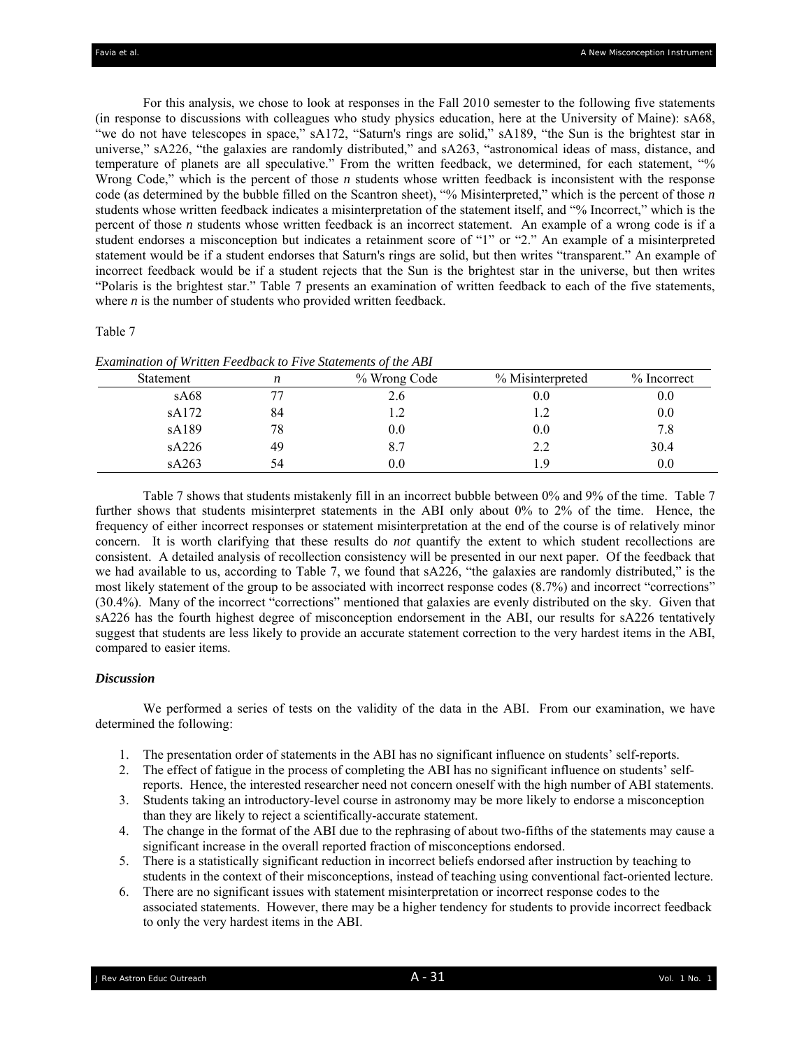For this analysis, we chose to look at responses in the Fall 2010 semester to the following five statements (in response to discussions with colleagues who study physics education, here at the University of Maine): sA68, "we do not have telescopes in space," sA172, "Saturn's rings are solid," sA189, "the Sun is the brightest star in universe," sA226, "the galaxies are randomly distributed," and sA263, "astronomical ideas of mass, distance, and temperature of planets are all speculative." From the written feedback, we determined, for each statement, "% Wrong Code," which is the percent of those *n* students whose written feedback is inconsistent with the response code (as determined by the bubble filled on the Scantron sheet), "% Misinterpreted," which is the percent of those *n* students whose written feedback indicates a misinterpretation of the statement itself, and "% Incorrect," which is the percent of those *n* students whose written feedback is an incorrect statement. An example of a wrong code is if a student endorses a misconception but indicates a retainment score of "1" or "2." An example of a misinterpreted statement would be if a student endorses that Saturn's rings are solid, but then writes "transparent." An example of incorrect feedback would be if a student rejects that the Sun is the brightest star in the universe, but then writes "Polaris is the brightest star." Table 7 presents an examination of written feedback to each of the five statements, where *n* is the number of students who provided written feedback.

Table 7

*Examination of Written Feedback to Five Statements of the ABI*

| Statement | *n* | % Wrong Code | % Misinterpreted | % Incorrect |
|---|---|---|---|---|
| sA68 | 77 | 2.6 | 0.0 | 0.0 |
| sA172 | 84 | 1.2 | 1.2 | 0.0 |
| sA189 | 78 | 0.0 | 0.0 | 7.8 |
| sA226 | 49 | 8.7 | 2.2 | 30.4 |
| sA263 | 54 | 0.0 | 1.9 | 0.0 |

Table 7 shows that students mistakenly fill in an incorrect bubble between 0% and 9% of the time. Table 7 further shows that students misinterpret statements in the ABI only about 0% to 2% of the time. Hence, the frequency of either incorrect responses or statement misinterpretation at the end of the course is of relatively minor concern. It is worth clarifying that these results do *not* quantify the extent to which student recollections are consistent. A detailed analysis of recollection consistency will be presented in our next paper. Of the feedback that we had available to us, according to Table 7, we found that sA226, "the galaxies are randomly distributed," is the most likely statement of the group to be associated with incorrect response codes (8.7%) and incorrect "corrections" (30.4%). Many of the incorrect "corrections" mentioned that galaxies are evenly distributed on the sky. Given that sA226 has the fourth highest degree of misconception endorsement in the ABI, our results for sA226 tentatively suggest that students are less likely to provide an accurate statement correction to the very hardest items in the ABI, compared to easier items.

### *Discussion*

We performed a series of tests on the validity of the data in the ABI. From our examination, we have determined the following:

1. The presentation order of statements in the ABI has no significant influence on students' self-reports.
2. The effect of fatigue in the process of completing the ABI has no significant influence on students' self-reports. Hence, the interested researcher need not concern oneself with the high number of ABI statements.
3. Students taking an introductory-level course in astronomy may be more likely to endorse a misconception than they are likely to reject a scientifically-accurate statement.
4. The change in the format of the ABI due to the rephrasing of about two-fifths of the statements may cause a significant increase in the overall reported fraction of misconceptions endorsed.
5. There is a statistically significant reduction in incorrect beliefs endorsed after instruction by teaching to students in the context of their misconceptions, instead of teaching using conventional fact-oriented lecture.
6. There are no significant issues with statement misinterpretation or incorrect response codes to the associated statements. However, there may be a higher tendency for students to provide incorrect feedback to only the very hardest items in the ABI.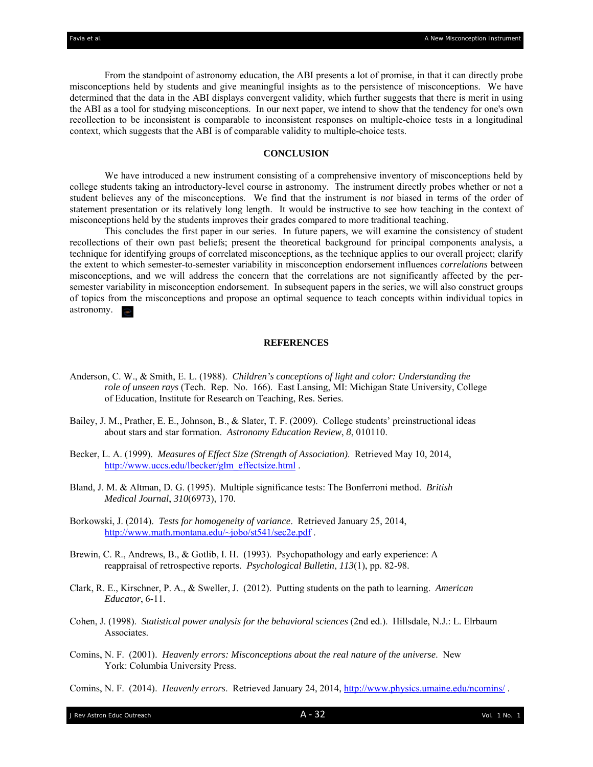From the standpoint of astronomy education, the ABI presents a lot of promise, in that it can directly probe misconceptions held by students and give meaningful insights as to the persistence of misconceptions. We have determined that the data in the ABI displays convergent validity, which further suggests that there is merit in using the ABI as a tool for studying misconceptions. In our next paper, we intend to show that the tendency for one's own recollection to be inconsistent is comparable to inconsistent responses on multiple-choice tests in a longitudinal context, which suggests that the ABI is of comparable validity to multiple-choice tests.

## CONCLUSION

We have introduced a new instrument consisting of a comprehensive inventory of misconceptions held by college students taking an introductory-level course in astronomy. The instrument directly probes whether or not a student believes any of the misconceptions. We find that the instrument is *not* biased in terms of the order of statement presentation or its relatively long length. It would be instructive to see how teaching in the context of misconceptions held by the students improves their grades compared to more traditional teaching.

This concludes the first paper in our series. In future papers, we will examine the consistency of student recollections of their own past beliefs; present the theoretical background for principal components analysis, a technique for identifying groups of correlated misconceptions, as the technique applies to our overall project; clarify the extent to which semester-to-semester variability in misconception endorsement influences *correlations* between misconceptions, and we will address the concern that the correlations are not significantly affected by the per-semester variability in misconception endorsement. In subsequent papers in the series, we will also construct groups of topics from the misconceptions and propose an optimal sequence to teach concepts within individual topics in astronomy.

## REFERENCES

Anderson, C. W., & Smith, E. L. (1988). *Children's conceptions of light and color: Understanding the role of unseen rays* (Tech. Rep. No. 166). East Lansing, MI: Michigan State University, College of Education, Institute for Research on Teaching, Res. Series.

Bailey, J. M., Prather, E. E., Johnson, B., & Slater, T. F. (2009). College students' preinstructional ideas about stars and star formation. *Astronomy Education Review*, *8*, 010110.

Becker, L. A. (1999). *Measures of Effect Size (Strength of Association)*. Retrieved May 10, 2014, http://www.uccs.edu/lbecker/glm_effectsize.html .

Bland, J. M. & Altman, D. G. (1995). Multiple significance tests: The Bonferroni method. *British Medical Journal*, *310*(6973), 170.

Borkowski, J. (2014). *Tests for homogeneity of variance*. Retrieved January 25, 2014, http://www.math.montana.edu/~jobo/st541/sec2e.pdf .

Brewin, C. R., Andrews, B., & Gotlib, I. H. (1993). Psychopathology and early experience: A reappraisal of retrospective reports. *Psychological Bulletin*, *113*(1), pp. 82-98.

Clark, R. E., Kirschner, P. A., & Sweller, J. (2012). Putting students on the path to learning. *American Educator*, 6-11.

Cohen, J. (1998). *Statistical power analysis for the behavioral sciences* (2nd ed.). Hillsdale, N.J.: L. Elrbaum Associates.

Comins, N. F. (2001). *Heavenly errors: Misconceptions about the real nature of the universe*. New York: Columbia University Press.

Comins, N. F. (2014). *Heavenly errors*. Retrieved January 24, 2014, http://www.physics.umaine.edu/ncomins/ .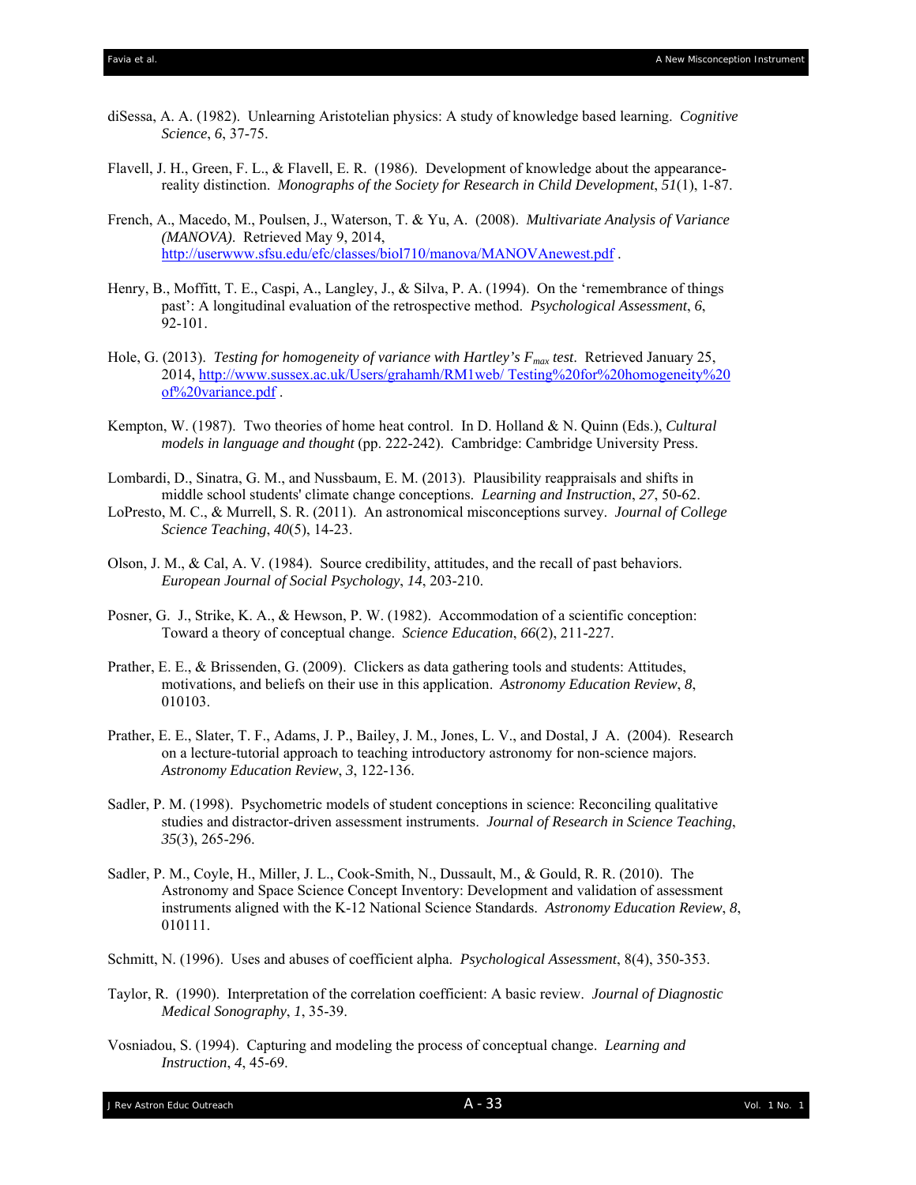diSessa, A. A. (1982). Unlearning Aristotelian physics: A study of knowledge based learning. *Cognitive Science*, *6*, 37-75.

Flavell, J. H., Green, F. L., & Flavell, E. R. (1986). Development of knowledge about the appearance-reality distinction. *Monographs of the Society for Research in Child Development*, *51*(1), 1-87.

French, A., Macedo, M., Poulsen, J., Waterson, T. & Yu, A. (2008). *Multivariate Analysis of Variance (MANOVA)*. Retrieved May 9, 2014, http://userwww.sfsu.edu/efc/classes/biol710/manova/MANOVAnewest.pdf .

Henry, B., Moffitt, T. E., Caspi, A., Langley, J., & Silva, P. A. (1994). On the 'remembrance of things past': A longitudinal evaluation of the retrospective method. *Psychological Assessment*, *6*, 92-101.

Hole, G. (2013). *Testing for homogeneity of variance with Hartley's $F_{max}$ test*. Retrieved January 25, 2014, http://www.sussex.ac.uk/Users/grahamh/RM1web/ Testing%20for%20homogeneity%20of%20variance.pdf .

Kempton, W. (1987). Two theories of home heat control. In D. Holland & N. Quinn (Eds.), *Cultural models in language and thought* (pp. 222-242). Cambridge: Cambridge University Press.

Lombardi, D., Sinatra, G. M., and Nussbaum, E. M. (2013). Plausibility reappraisals and shifts in middle school students' climate change conceptions. *Learning and Instruction*, *27*, 50-62.

LoPresto, M. C., & Murrell, S. R. (2011). An astronomical misconceptions survey. *Journal of College Science Teaching*, *40*(5), 14-23.

Olson, J. M., & Cal, A. V. (1984). Source credibility, attitudes, and the recall of past behaviors. *European Journal of Social Psychology*, *14*, 203-210.

Posner, G. J., Strike, K. A., & Hewson, P. W. (1982). Accommodation of a scientific conception: Toward a theory of conceptual change. *Science Education*, *66*(2), 211-227.

Prather, E. E., & Brissenden, G. (2009). Clickers as data gathering tools and students: Attitudes, motivations, and beliefs on their use in this application. *Astronomy Education Review*, *8*, 010103.

Prather, E. E., Slater, T. F., Adams, J. P., Bailey, J. M., Jones, L. V., and Dostal, J A. (2004). Research on a lecture-tutorial approach to teaching introductory astronomy for non-science majors. *Astronomy Education Review*, *3*, 122-136.

Sadler, P. M. (1998). Psychometric models of student conceptions in science: Reconciling qualitative studies and distractor-driven assessment instruments. *Journal of Research in Science Teaching*, *35*(3), 265-296.

Sadler, P. M., Coyle, H., Miller, J. L., Cook-Smith, N., Dussault, M., & Gould, R. R. (2010). The Astronomy and Space Science Concept Inventory: Development and validation of assessment instruments aligned with the K-12 National Science Standards. *Astronomy Education Review*, *8*, 010111.

Schmitt, N. (1996). Uses and abuses of coefficient alpha. *Psychological Assessment*, 8(4), 350-353.

Taylor, R. (1990). Interpretation of the correlation coefficient: A basic review. *Journal of Diagnostic Medical Sonography*, *1*, 35-39.

Vosniadou, S. (1994). Capturing and modeling the process of conceptual change. *Learning and Instruction*, *4*, 45-69.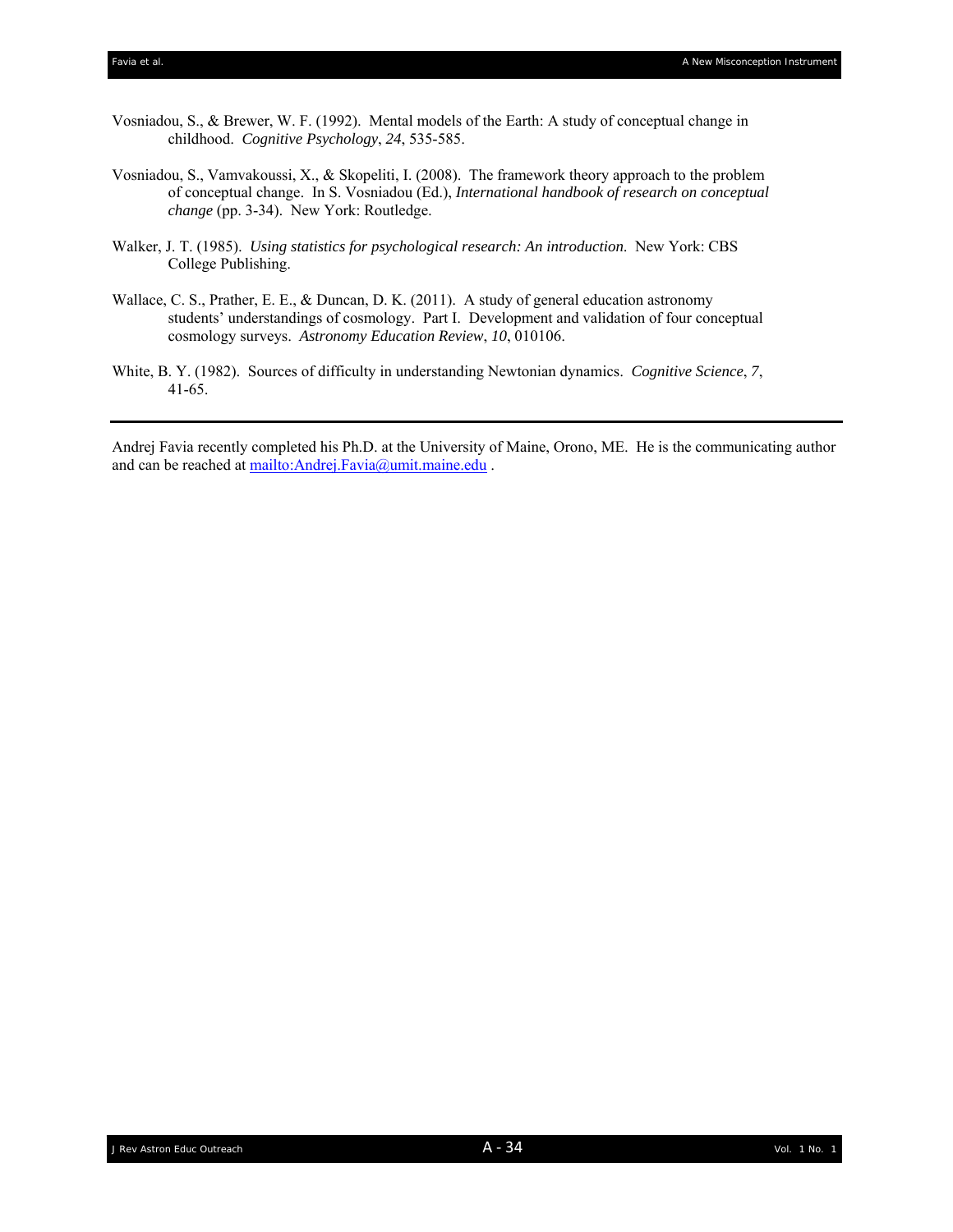Vosniadou, S., & Brewer, W. F. (1992). Mental models of the Earth: A study of conceptual change in childhood. *Cognitive Psychology*, *24*, 535-585.

Vosniadou, S., Vamvakoussi, X., & Skopeliti, I. (2008). The framework theory approach to the problem of conceptual change. In S. Vosniadou (Ed.), *International handbook of research on conceptual change* (pp. 3-34). New York: Routledge.

Walker, J. T. (1985). *Using statistics for psychological research: An introduction.* New York: CBS College Publishing.

Wallace, C. S., Prather, E. E., & Duncan, D. K. (2011). A study of general education astronomy students' understandings of cosmology. Part I. Development and validation of four conceptual cosmology surveys. *Astronomy Education Review*, *10*, 010106.

White, B. Y. (1982). Sources of difficulty in understanding Newtonian dynamics. *Cognitive Science*, *7*, 41-65.

---

Andrej Favia recently completed his Ph.D. at the University of Maine, Orono, ME. He is the communicating author and can be reached at mailto:Andrej.Favia@umit.maine.edu .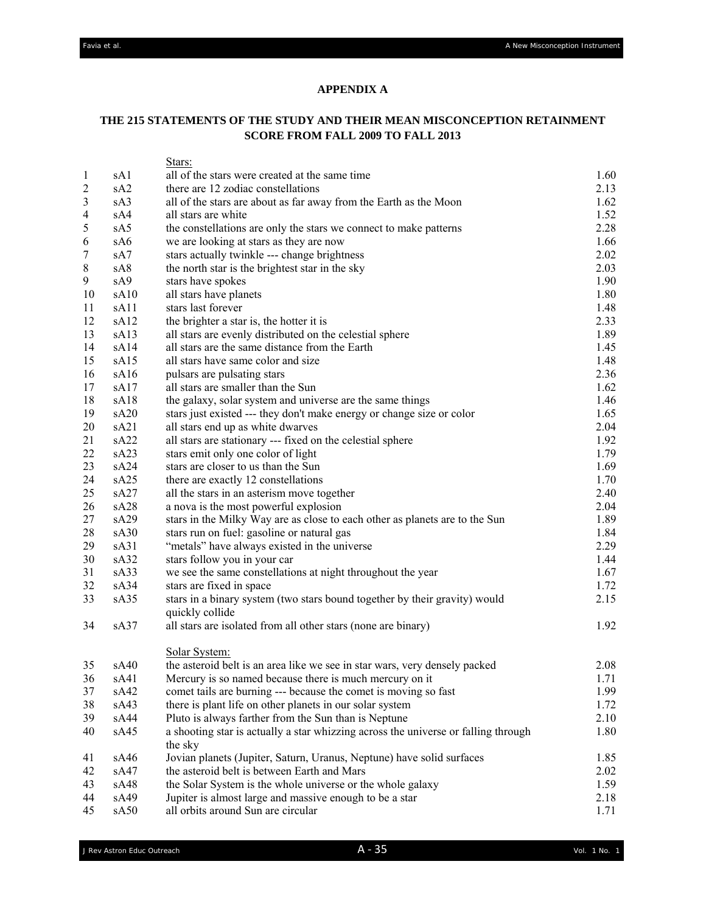## APPENDIX A

### THE 215 STATEMENTS OF THE STUDY AND THEIR MEAN MISCONCEPTION RETAINMENT SCORE FROM FALL 2009 TO FALL 2013

| | | Stars: | |
|---|---|---|---|
| 1 | sA1 | all of the stars were created at the same time | 1.60 |
| 2 | sA2 | there are 12 zodiac constellations | 2.13 |
| 3 | sA3 | all of the stars are about as far away from the Earth as the Moon | 1.62 |
| 4 | sA4 | all stars are white | 1.52 |
| 5 | sA5 | the constellations are only the stars we connect to make patterns | 2.28 |
| 6 | sA6 | we are looking at stars as they are now | 1.66 |
| 7 | sA7 | stars actually twinkle --- change brightness | 2.02 |
| 8 | sA8 | the north star is the brightest star in the sky | 2.03 |
| 9 | sA9 | stars have spokes | 1.90 |
| 10 | sA10 | all stars have planets | 1.80 |
| 11 | sA11 | stars last forever | 1.48 |
| 12 | sA12 | the brighter a star is, the hotter it is | 2.33 |
| 13 | sA13 | all stars are evenly distributed on the celestial sphere | 1.89 |
| 14 | sA14 | all stars are the same distance from the Earth | 1.45 |
| 15 | sA15 | all stars have same color and size | 1.48 |
| 16 | sA16 | pulsars are pulsating stars | 2.36 |
| 17 | sA17 | all stars are smaller than the Sun | 1.62 |
| 18 | sA18 | the galaxy, solar system and universe are the same things | 1.46 |
| 19 | sA20 | stars just existed --- they don't make energy or change size or color | 1.65 |
| 20 | sA21 | all stars end up as white dwarves | 2.04 |
| 21 | sA22 | all stars are stationary --- fixed on the celestial sphere | 1.92 |
| 22 | sA23 | stars emit only one color of light | 1.79 |
| 23 | sA24 | stars are closer to us than the Sun | 1.69 |
| 24 | sA25 | there are exactly 12 constellations | 1.70 |
| 25 | sA27 | all the stars in an asterism move together | 2.40 |
| 26 | sA28 | a nova is the most powerful explosion | 2.04 |
| 27 | sA29 | stars in the Milky Way are as close to each other as planets are to the Sun | 1.89 |
| 28 | sA30 | stars run on fuel: gasoline or natural gas | 1.84 |
| 29 | sA31 | "metals" have always existed in the universe | 2.29 |
| 30 | sA32 | stars follow you in your car | 1.44 |
| 31 | sA33 | we see the same constellations at night throughout the year | 1.67 |
| 32 | sA34 | stars are fixed in space | 1.72 |
| 33 | sA35 | stars in a binary system (two stars bound together by their gravity) would quickly collide | 2.15 |
| 34 | sA37 | all stars are isolated from all other stars (none are binary) | 1.92 |
| | | Solar System: | |
| 35 | sA40 | the asteroid belt is an area like we see in star wars, very densely packed | 2.08 |
| 36 | sA41 | Mercury is so named because there is much mercury on it | 1.71 |
| 37 | sA42 | comet tails are burning --- because the comet is moving so fast | 1.99 |
| 38 | sA43 | there is plant life on other planets in our solar system | 1.72 |
| 39 | sA44 | Pluto is always farther from the Sun than is Neptune | 2.10 |
| 40 | sA45 | a shooting star is actually a star whizzing across the universe or falling through the sky | 1.80 |
| 41 | sA46 | Jovian planets (Jupiter, Saturn, Uranus, Neptune) have solid surfaces | 1.85 |
| 42 | sA47 | the asteroid belt is between Earth and Mars | 2.02 |
| 43 | sA48 | the Solar System is the whole universe or the whole galaxy | 1.59 |
| 44 | sA49 | Jupiter is almost large and massive enough to be a star | 2.18 |
| 45 | sA50 | all orbits around Sun are circular | 1.71 |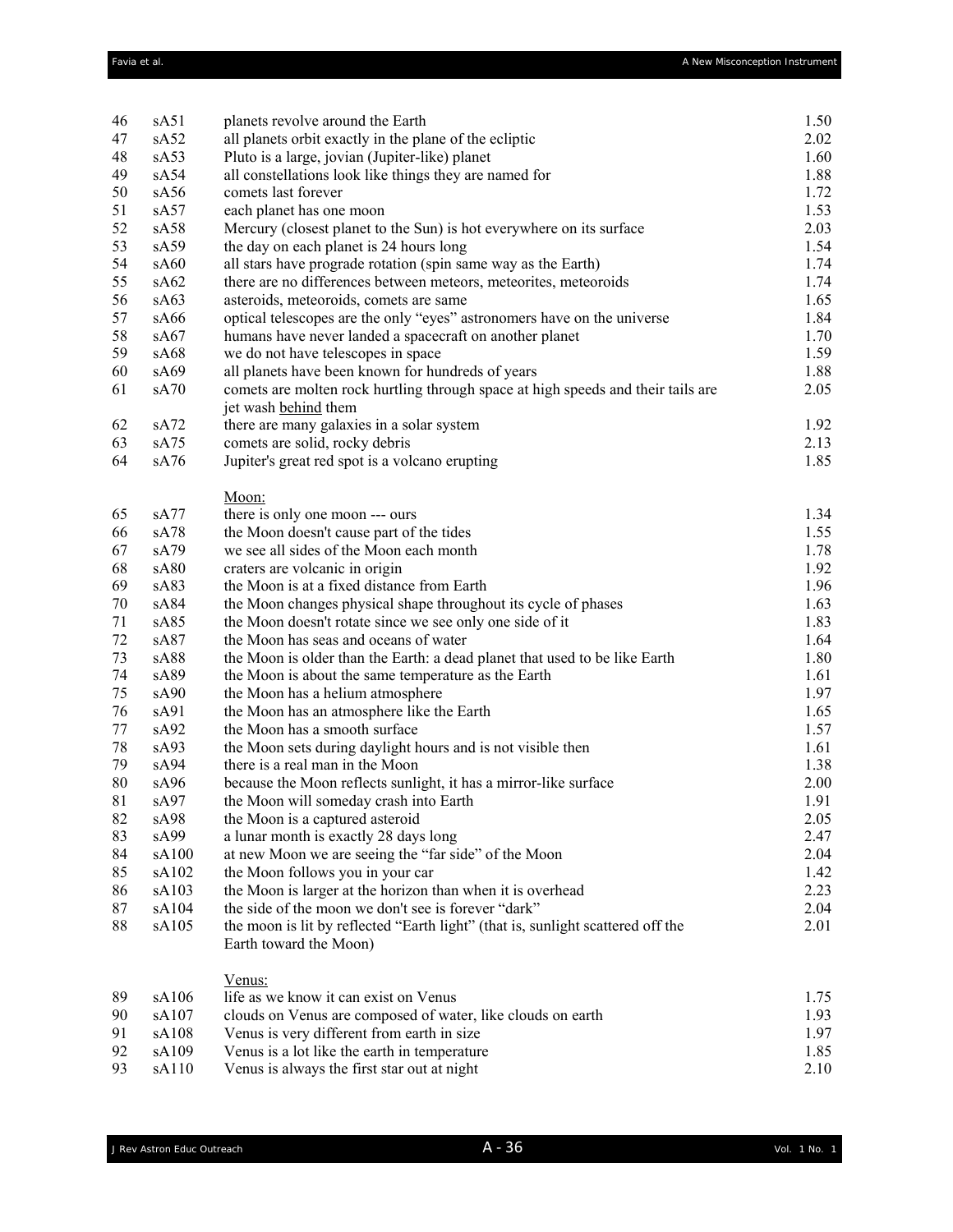| | | | |
|---|---|---|---|
| 46 | sA51 | planets revolve around the Earth | 1.50 |
| 47 | sA52 | all planets orbit exactly in the plane of the ecliptic | 2.02 |
| 48 | sA53 | Pluto is a large, jovian (Jupiter-like) planet | 1.60 |
| 49 | sA54 | all constellations look like things they are named for | 1.88 |
| 50 | sA56 | comets last forever | 1.72 |
| 51 | sA57 | each planet has one moon | 1.53 |
| 52 | sA58 | Mercury (closest planet to the Sun) is hot everywhere on its surface | 2.03 |
| 53 | sA59 | the day on each planet is 24 hours long | 1.54 |
| 54 | sA60 | all stars have prograde rotation (spin same way as the Earth) | 1.74 |
| 55 | sA62 | there are no differences between meteors, meteorites, meteoroids | 1.74 |
| 56 | sA63 | asteroids, meteoroids, comets are same | 1.65 |
| 57 | sA66 | optical telescopes are the only "eyes" astronomers have on the universe | 1.84 |
| 58 | sA67 | humans have never landed a spacecraft on another planet | 1.70 |
| 59 | sA68 | we do not have telescopes in space | 1.59 |
| 60 | sA69 | all planets have been known for hundreds of years | 1.88 |
| 61 | sA70 | comets are molten rock hurtling through space at high speeds and their tails are jet wash behind them | 2.05 |
| 62 | sA72 | there are many galaxies in a solar system | 1.92 |
| 63 | sA75 | comets are solid, rocky debris | 2.13 |
| 64 | sA76 | Jupiter's great red spot is a volcano erupting | 1.85 |
| | | Moon: | |
| 65 | sA77 | there is only one moon --- ours | 1.34 |
| 66 | sA78 | the Moon doesn't cause part of the tides | 1.55 |
| 67 | sA79 | we see all sides of the Moon each month | 1.78 |
| 68 | sA80 | craters are volcanic in origin | 1.92 |
| 69 | sA83 | the Moon is at a fixed distance from Earth | 1.96 |
| 70 | sA84 | the Moon changes physical shape throughout its cycle of phases | 1.63 |
| 71 | sA85 | the Moon doesn't rotate since we see only one side of it | 1.83 |
| 72 | sA87 | the Moon has seas and oceans of water | 1.64 |
| 73 | sA88 | the Moon is older than the Earth: a dead planet that used to be like Earth | 1.80 |
| 74 | sA89 | the Moon is about the same temperature as the Earth | 1.61 |
| 75 | sA90 | the Moon has a helium atmosphere | 1.97 |
| 76 | sA91 | the Moon has an atmosphere like the Earth | 1.65 |
| 77 | sA92 | the Moon has a smooth surface | 1.57 |
| 78 | sA93 | the Moon sets during daylight hours and is not visible then | 1.61 |
| 79 | sA94 | there is a real man in the Moon | 1.38 |
| 80 | sA96 | because the Moon reflects sunlight, it has a mirror-like surface | 2.00 |
| 81 | sA97 | the Moon will someday crash into Earth | 1.91 |
| 82 | sA98 | the Moon is a captured asteroid | 2.05 |
| 83 | sA99 | a lunar month is exactly 28 days long | 2.47 |
| 84 | sA100 | at new Moon we are seeing the "far side" of the Moon | 2.04 |
| 85 | sA102 | the Moon follows you in your car | 1.42 |
| 86 | sA103 | the Moon is larger at the horizon than when it is overhead | 2.23 |
| 87 | sA104 | the side of the moon we don't see is forever "dark" | 2.04 |
| 88 | sA105 | the moon is lit by reflected "Earth light" (that is, sunlight scattered off the Earth toward the Moon) | 2.01 |
| | | Venus: | |
| 89 | sA106 | life as we know it can exist on Venus | 1.75 |
| 90 | sA107 | clouds on Venus are composed of water, like clouds on earth | 1.93 |
| 91 | sA108 | Venus is very different from earth in size | 1.97 |
| 92 | sA109 | Venus is a lot like the earth in temperature | 1.85 |
| 93 | sA110 | Venus is always the first star out at night | 2.10 |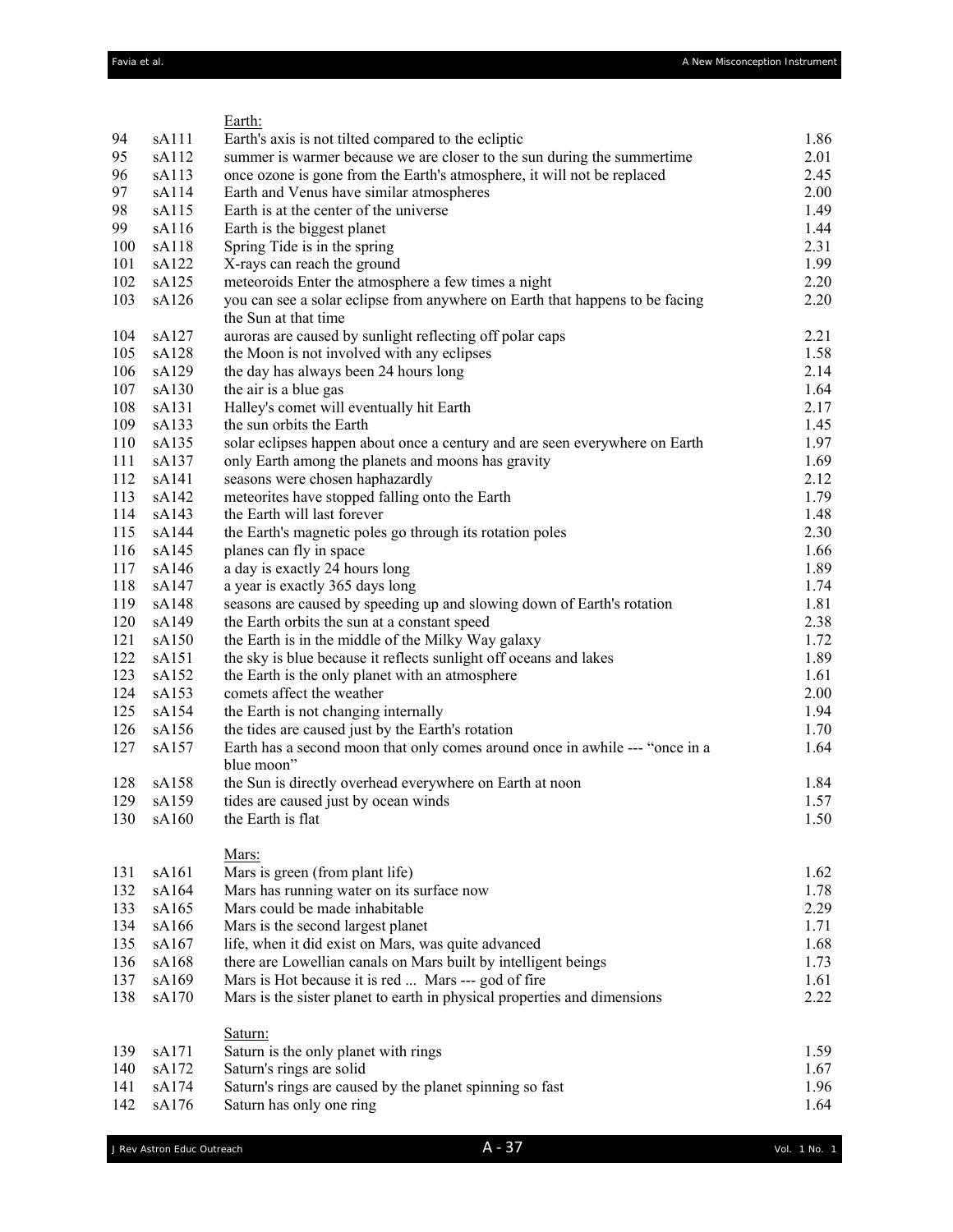| | | | |
|---|---|---|---|
| | | Earth: | |
| 94 | sA111 | Earth's axis is not tilted compared to the ecliptic | 1.86 |
| 95 | sA112 | summer is warmer because we are closer to the sun during the summertime | 2.01 |
| 96 | sA113 | once ozone is gone from the Earth's atmosphere, it will not be replaced | 2.45 |
| 97 | sA114 | Earth and Venus have similar atmospheres | 2.00 |
| 98 | sA115 | Earth is at the center of the universe | 1.49 |
| 99 | sA116 | Earth is the biggest planet | 1.44 |
| 100 | sA118 | Spring Tide is in the spring | 2.31 |
| 101 | sA122 | X-rays can reach the ground | 1.99 |
| 102 | sA125 | meteoroids Enter the atmosphere a few times a night | 2.20 |
| 103 | sA126 | you can see a solar eclipse from anywhere on Earth that happens to be facing the Sun at that time | 2.20 |
| 104 | sA127 | auroras are caused by sunlight reflecting off polar caps | 2.21 |
| 105 | sA128 | the Moon is not involved with any eclipses | 1.58 |
| 106 | sA129 | the day has always been 24 hours long | 2.14 |
| 107 | sA130 | the air is a blue gas | 1.64 |
| 108 | sA131 | Halley's comet will eventually hit Earth | 2.17 |
| 109 | sA133 | the sun orbits the Earth | 1.45 |
| 110 | sA135 | solar eclipses happen about once a century and are seen everywhere on Earth | 1.97 |
| 111 | sA137 | only Earth among the planets and moons has gravity | 1.69 |
| 112 | sA141 | seasons were chosen haphazardly | 2.12 |
| 113 | sA142 | meteorites have stopped falling onto the Earth | 1.79 |
| 114 | sA143 | the Earth will last forever | 1.48 |
| 115 | sA144 | the Earth's magnetic poles go through its rotation poles | 2.30 |
| 116 | sA145 | planes can fly in space | 1.66 |
| 117 | sA146 | a day is exactly 24 hours long | 1.89 |
| 118 | sA147 | a year is exactly 365 days long | 1.74 |
| 119 | sA148 | seasons are caused by speeding up and slowing down of Earth's rotation | 1.81 |
| 120 | sA149 | the Earth orbits the sun at a constant speed | 2.38 |
| 121 | sA150 | the Earth is in the middle of the Milky Way galaxy | 1.72 |
| 122 | sA151 | the sky is blue because it reflects sunlight off oceans and lakes | 1.89 |
| 123 | sA152 | the Earth is the only planet with an atmosphere | 1.61 |
| 124 | sA153 | comets affect the weather | 2.00 |
| 125 | sA154 | the Earth is not changing internally | 1.94 |
| 126 | sA156 | the tides are caused just by the Earth's rotation | 1.70 |
| 127 | sA157 | Earth has a second moon that only comes around once in awhile --- "once in a blue moon" | 1.64 |
| 128 | sA158 | the Sun is directly overhead everywhere on Earth at noon | 1.84 |
| 129 | sA159 | tides are caused just by ocean winds | 1.57 |
| 130 | sA160 | the Earth is flat | 1.50 |
| | | Mars: | |
| 131 | sA161 | Mars is green (from plant life) | 1.62 |
| 132 | sA164 | Mars has running water on its surface now | 1.78 |
| 133 | sA165 | Mars could be made inhabitable | 2.29 |
| 134 | sA166 | Mars is the second largest planet | 1.71 |
| 135 | sA167 | life, when it did exist on Mars, was quite advanced | 1.68 |
| 136 | sA168 | there are Lowellian canals on Mars built by intelligent beings | 1.73 |
| 137 | sA169 | Mars is Hot because it is red ... Mars --- god of fire | 1.61 |
| 138 | sA170 | Mars is the sister planet to earth in physical properties and dimensions | 2.22 |
| | | Saturn: | |
| 139 | sA171 | Saturn is the only planet with rings | 1.59 |
| 140 | sA172 | Saturn's rings are solid | 1.67 |
| 141 | sA174 | Saturn's rings are caused by the planet spinning so fast | 1.96 |
| 142 | sA176 | Saturn has only one ring | 1.64 |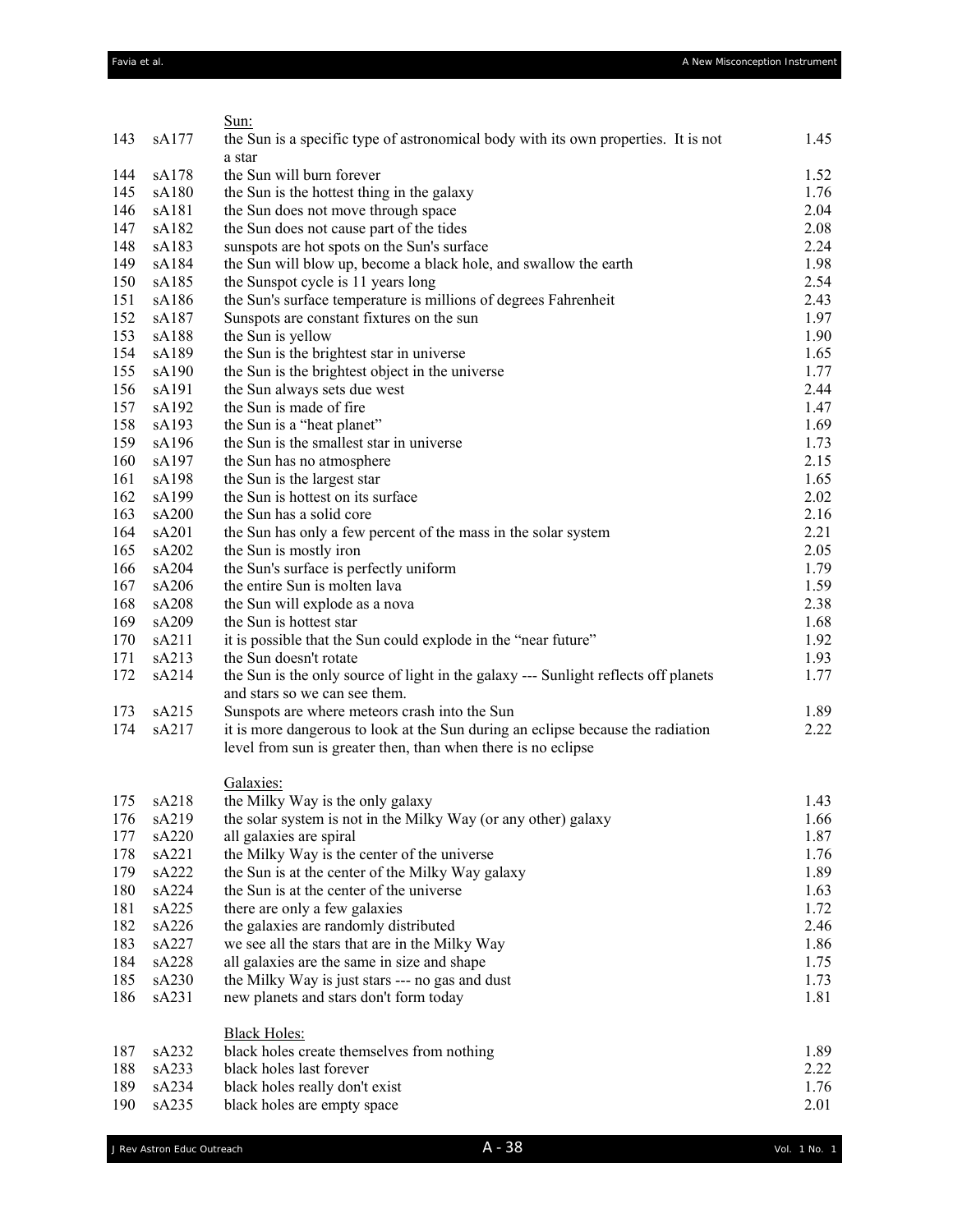| | | | |
|---|---|---|---|
| | | Sun: | |
| 143 | sA177 | the Sun is a specific type of astronomical body with its own properties. It is not a star | 1.45 |
| 144 | sA178 | the Sun will burn forever | 1.52 |
| 145 | sA180 | the Sun is the hottest thing in the galaxy | 1.76 |
| 146 | sA181 | the Sun does not move through space | 2.04 |
| 147 | sA182 | the Sun does not cause part of the tides | 2.08 |
| 148 | sA183 | sunspots are hot spots on the Sun's surface | 2.24 |
| 149 | sA184 | the Sun will blow up, become a black hole, and swallow the earth | 1.98 |
| 150 | sA185 | the Sunspot cycle is 11 years long | 2.54 |
| 151 | sA186 | the Sun's surface temperature is millions of degrees Fahrenheit | 2.43 |
| 152 | sA187 | Sunspots are constant fixtures on the sun | 1.97 |
| 153 | sA188 | the Sun is yellow | 1.90 |
| 154 | sA189 | the Sun is the brightest star in universe | 1.65 |
| 155 | sA190 | the Sun is the brightest object in the universe | 1.77 |
| 156 | sA191 | the Sun always sets due west | 2.44 |
| 157 | sA192 | the Sun is made of fire | 1.47 |
| 158 | sA193 | the Sun is a "heat planet" | 1.69 |
| 159 | sA196 | the Sun is the smallest star in universe | 1.73 |
| 160 | sA197 | the Sun has no atmosphere | 2.15 |
| 161 | sA198 | the Sun is the largest star | 1.65 |
| 162 | sA199 | the Sun is hottest on its surface | 2.02 |
| 163 | sA200 | the Sun has a solid core | 2.16 |
| 164 | sA201 | the Sun has only a few percent of the mass in the solar system | 2.21 |
| 165 | sA202 | the Sun is mostly iron | 2.05 |
| 166 | sA204 | the Sun's surface is perfectly uniform | 1.79 |
| 167 | sA206 | the entire Sun is molten lava | 1.59 |
| 168 | sA208 | the Sun will explode as a nova | 2.38 |
| 169 | sA209 | the Sun is hottest star | 1.68 |
| 170 | sA211 | it is possible that the Sun could explode in the "near future" | 1.92 |
| 171 | sA213 | the Sun doesn't rotate | 1.93 |
| 172 | sA214 | the Sun is the only source of light in the galaxy --- Sunlight reflects off planets and stars so we can see them. | 1.77 |
| 173 | sA215 | Sunspots are where meteors crash into the Sun | 1.89 |
| 174 | sA217 | it is more dangerous to look at the Sun during an eclipse because the radiation level from sun is greater then, than when there is no eclipse | 2.22 |
| | | Galaxies: | |
| 175 | sA218 | the Milky Way is the only galaxy | 1.43 |
| 176 | sA219 | the solar system is not in the Milky Way (or any other) galaxy | 1.66 |
| 177 | sA220 | all galaxies are spiral | 1.87 |
| 178 | sA221 | the Milky Way is the center of the universe | 1.76 |
| 179 | sA222 | the Sun is at the center of the Milky Way galaxy | 1.89 |
| 180 | sA224 | the Sun is at the center of the universe | 1.63 |
| 181 | sA225 | there are only a few galaxies | 1.72 |
| 182 | sA226 | the galaxies are randomly distributed | 2.46 |
| 183 | sA227 | we see all the stars that are in the Milky Way | 1.86 |
| 184 | sA228 | all galaxies are the same in size and shape | 1.75 |
| 185 | sA230 | the Milky Way is just stars --- no gas and dust | 1.73 |
| 186 | sA231 | new planets and stars don't form today | 1.81 |
| | | Black Holes: | |
| 187 | sA232 | black holes create themselves from nothing | 1.89 |
| 188 | sA233 | black holes last forever | 2.22 |
| 189 | sA234 | black holes really don't exist | 1.76 |
| 190 | sA235 | black holes are empty space | 2.01 |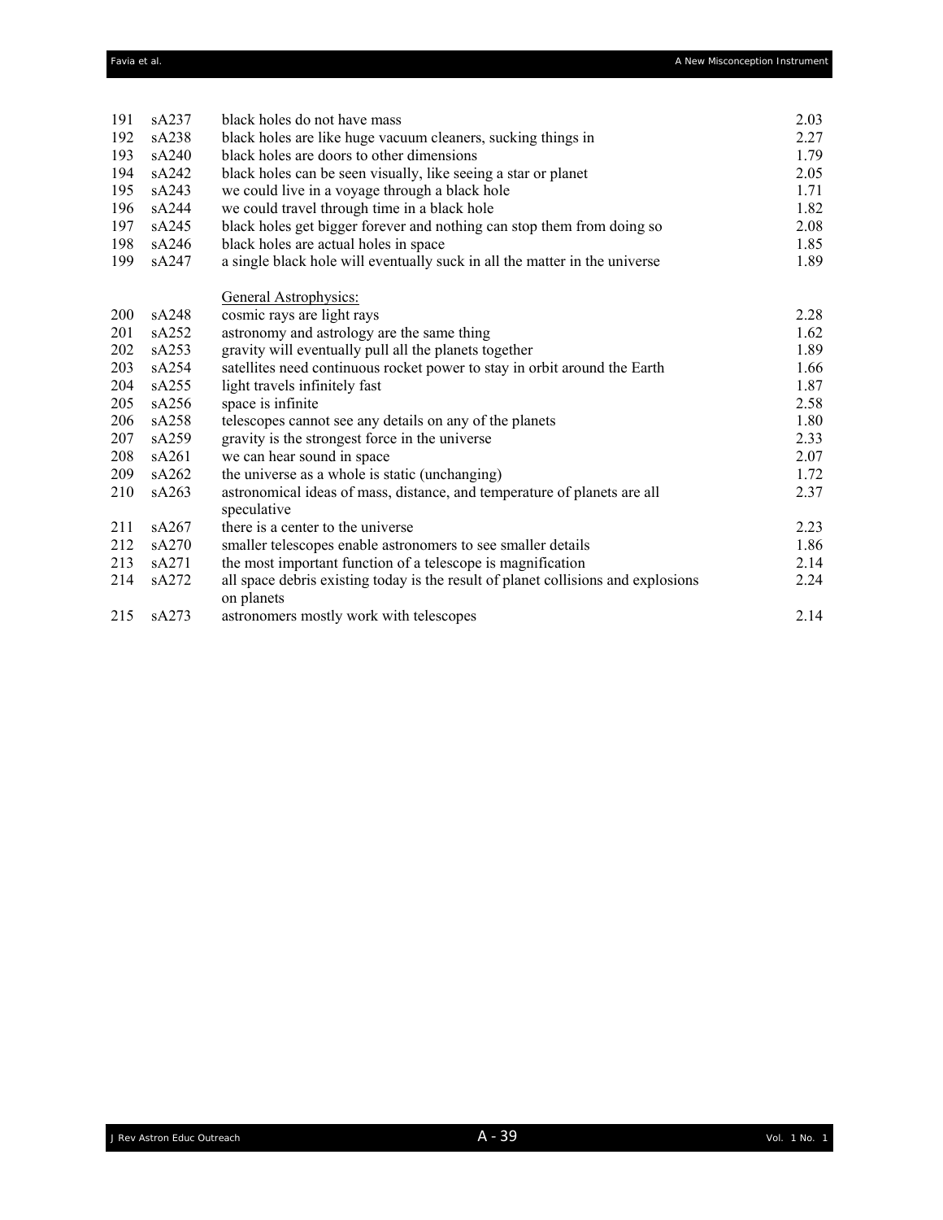| | | | |
|---|---|---|---|
| 191 | sA237 | black holes do not have mass | 2.03 |
| 192 | sA238 | black holes are like huge vacuum cleaners, sucking things in | 2.27 |
| 193 | sA240 | black holes are doors to other dimensions | 1.79 |
| 194 | sA242 | black holes can be seen visually, like seeing a star or planet | 2.05 |
| 195 | sA243 | we could live in a voyage through a black hole | 1.71 |
| 196 | sA244 | we could travel through time in a black hole | 1.82 |
| 197 | sA245 | black holes get bigger forever and nothing can stop them from doing so | 2.08 |
| 198 | sA246 | black holes are actual holes in space | 1.85 |
| 199 | sA247 | a single black hole will eventually suck in all the matter in the universe | 1.89 |
| | | General Astrophysics: | |
| 200 | sA248 | cosmic rays are light rays | 2.28 |
| 201 | sA252 | astronomy and astrology are the same thing | 1.62 |
| 202 | sA253 | gravity will eventually pull all the planets together | 1.89 |
| 203 | sA254 | satellites need continuous rocket power to stay in orbit around the Earth | 1.66 |
| 204 | sA255 | light travels infinitely fast | 1.87 |
| 205 | sA256 | space is infinite | 2.58 |
| 206 | sA258 | telescopes cannot see any details on any of the planets | 1.80 |
| 207 | sA259 | gravity is the strongest force in the universe | 2.33 |
| 208 | sA261 | we can hear sound in space | 2.07 |
| 209 | sA262 | the universe as a whole is static (unchanging) | 1.72 |
| 210 | sA263 | astronomical ideas of mass, distance, and temperature of planets are all speculative | 2.37 |
| 211 | sA267 | there is a center to the universe | 2.23 |
| 212 | sA270 | smaller telescopes enable astronomers to see smaller details | 1.86 |
| 213 | sA271 | the most important function of a telescope is magnification | 2.14 |
| 214 | sA272 | all space debris existing today is the result of planet collisions and explosions on planets | 2.24 |
| 215 | sA273 | astronomers mostly work with telescopes | 2.14 |